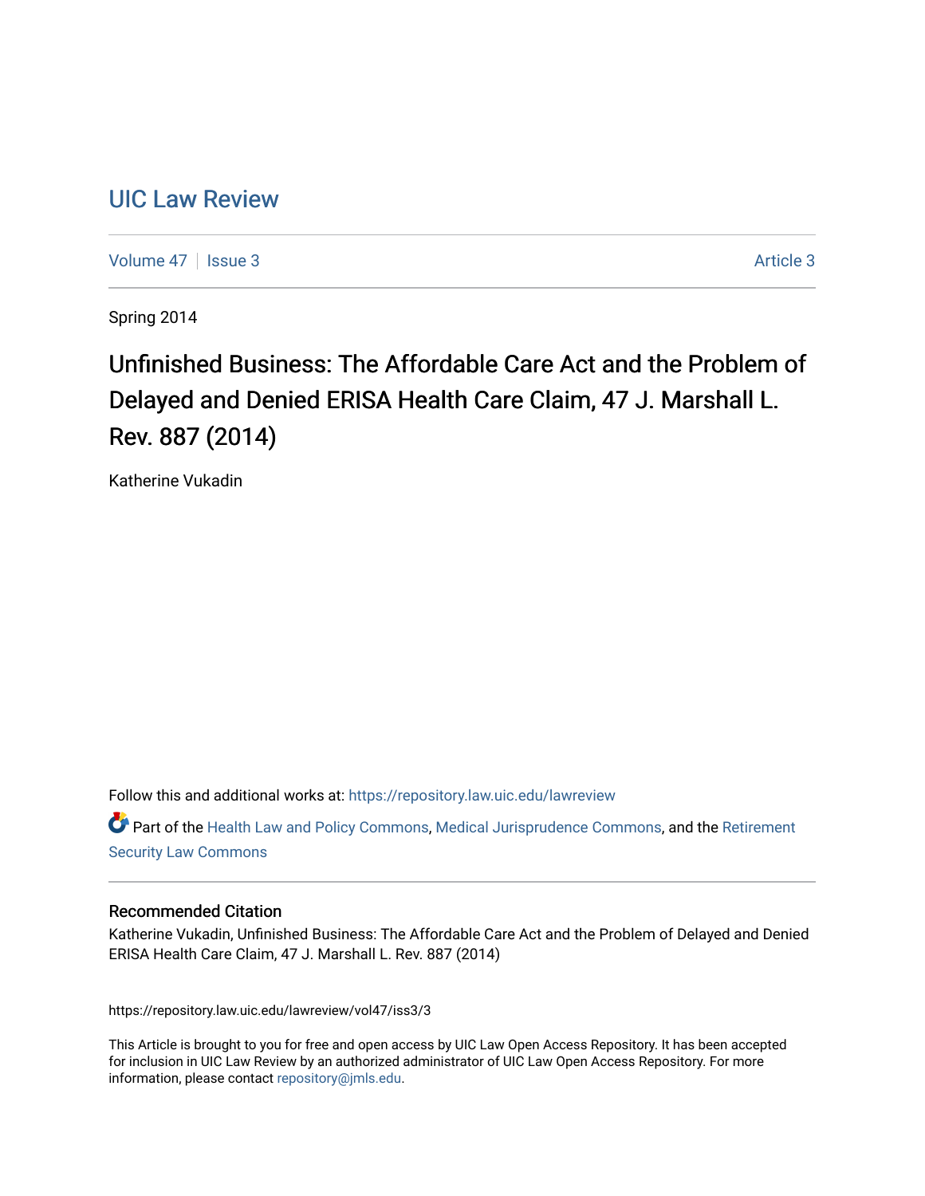# UIC Law Review

Volume 47 | Issue 3 Article 3

Spring 2014

## Unfinished Business: The Affordable Care Act and the Problem of Delayed and Denied ERISA Health Care Claim, 47 J. Marshall L. Rev. 887 (2014)

Katherine Vukadin

Follow this and additional works at: https://repository.law.uic.edu/lawreview

Part of the Health Law and Policy Commons, Medical Jurisprudence Commons, and the Retirement Security Law Commons

### Recommended Citation

Katherine Vukadin, Unfinished Business: The Affordable Care Act and the Problem of Delayed and Denied ERISA Health Care Claim, 47 J. Marshall L. Rev. 887 (2014)

https://repository.law.uic.edu/lawreview/vol47/iss3/3

This Article is brought to you for free and open access by UIC Law Open Access Repository. It has been accepted for inclusion in UIC Law Review by an authorized administrator of UIC Law Open Access Repository. For more information, please contact repository@jmls.edu.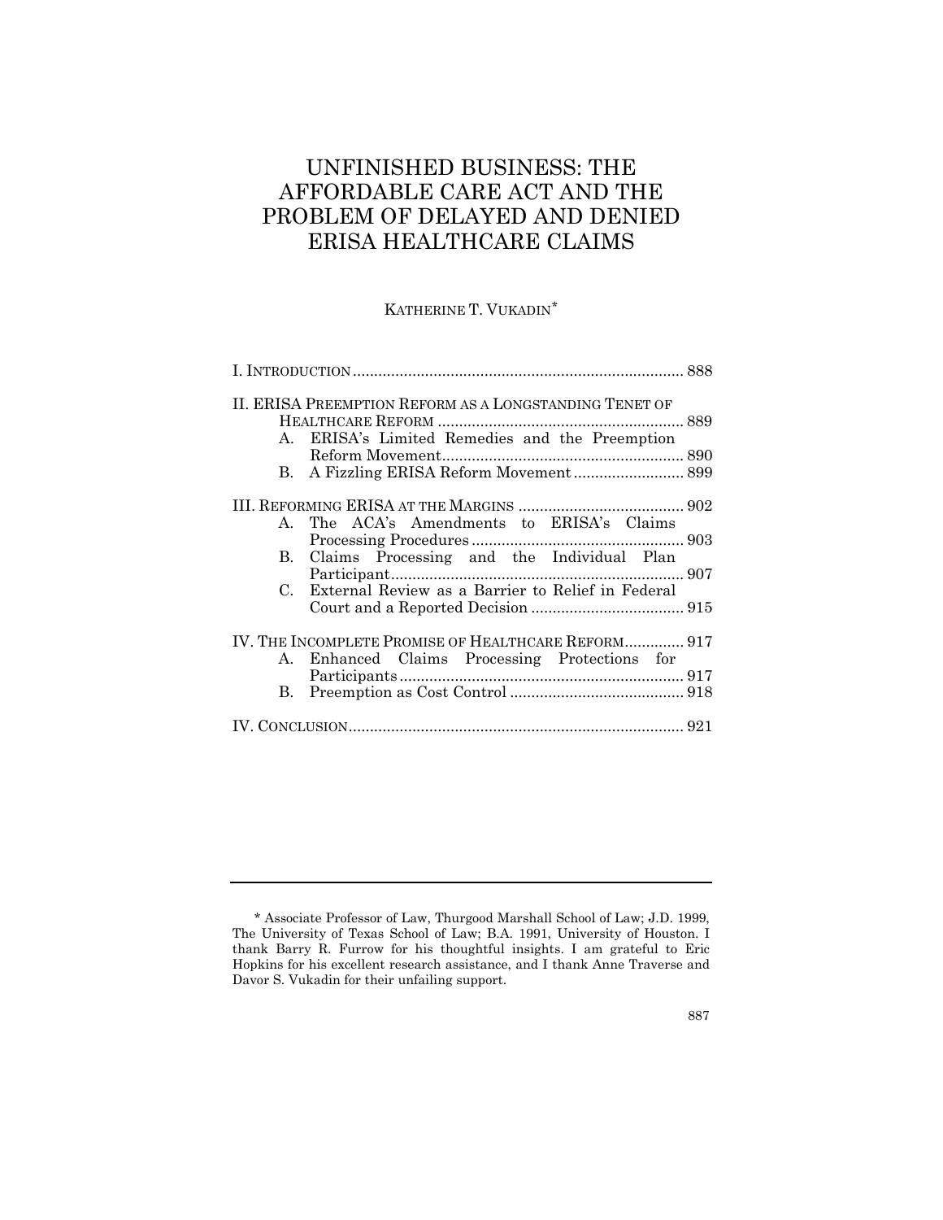# UNFINISHED BUSINESS: THE AFFORDABLE CARE ACT AND THE PROBLEM OF DELAYED AND DENIED ERISA HEALTHCARE CLAIMS

KATHERINE T. VUKADIN*

I. INTRODUCTION ............................................................................ 888

II. ERISA PREEMPTION REFORM AS A LONGSTANDING TENET OF HEALTHCARE REFORM ........................................................ 889
- A. ERISA's Limited Remedies and the Preemption Reform Movement........................................................ 890
- B. A Fizzling ERISA Reform Movement .......................... 899

III. REFORMING ERISA AT THE MARGINS ...................................... 902
- A. The ACA's Amendments to ERISA's Claims Processing Procedures ................................................. 903
- B. Claims Processing and the Individual Plan Participant.................................................................... 907
- C. External Review as a Barrier to Relief in Federal Court and a Reported Decision .................................... 915

IV. THE INCOMPLETE PROMISE OF HEALTHCARE REFORM............. 917
- A. Enhanced Claims Processing Protections for Participants .................................................................. 917
- B. Preemption as Cost Control ......................................... 918

IV. CONCLUSION.............................................................................. 921

---

\* Associate Professor of Law, Thurgood Marshall School of Law; J.D. 1999, The University of Texas School of Law; B.A. 1991, University of Houston. I thank Barry R. Furrow for his thoughtful insights. I am grateful to Eric Hopkins for his excellent research assistance, and I thank Anne Traverse and Davor S. Vukadin for their unfailing support.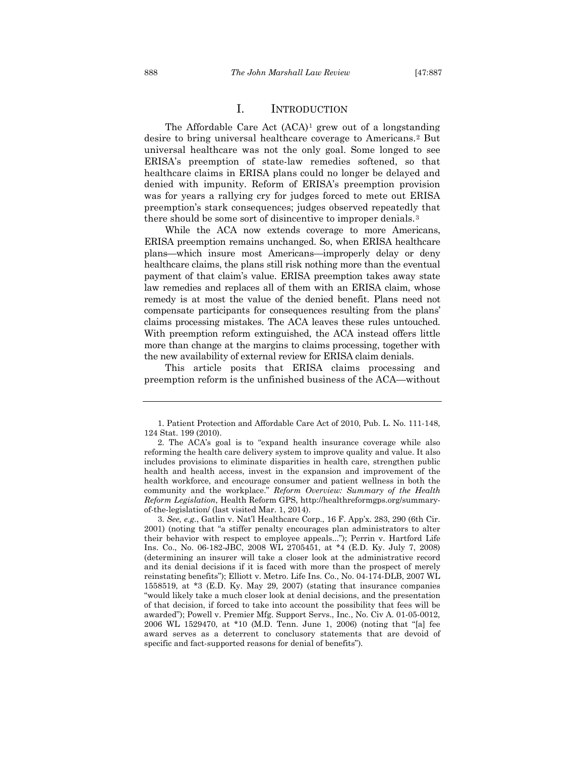# I. INTRODUCTION

The Affordable Care Act (ACA)[1] grew out of a longstanding desire to bring universal healthcare coverage to Americans.[2] But universal healthcare was not the only goal. Some longed to see ERISA's preemption of state-law remedies softened, so that healthcare claims in ERISA plans could no longer be delayed and denied with impunity. Reform of ERISA's preemption provision was for years a rallying cry for judges forced to mete out ERISA preemption's stark consequences; judges observed repeatedly that there should be some sort of disincentive to improper denials.[3]

While the ACA now extends coverage to more Americans, ERISA preemption remains unchanged. So, when ERISA healthcare plans—which insure most Americans—improperly delay or deny healthcare claims, the plans still risk nothing more than the eventual payment of that claim's value. ERISA preemption takes away state law remedies and replaces all of them with an ERISA claim, whose remedy is at most the value of the denied benefit. Plans need not compensate participants for consequences resulting from the plans' claims processing mistakes. The ACA leaves these rules untouched. With preemption reform extinguished, the ACA instead offers little more than change at the margins to claims processing, together with the new availability of external review for ERISA claim denials.

This article posits that ERISA claims processing and preemption reform is the unfinished business of the ACA—without

---

1. Patient Protection and Affordable Care Act of 2010, Pub. L. No. 111-148, 124 Stat. 199 (2010).

2. The ACA's goal is to "expand health insurance coverage while also reforming the health care delivery system to improve quality and value. It also includes provisions to eliminate disparities in health care, strengthen public health and health access, invest in the expansion and improvement of the health workforce, and encourage consumer and patient wellness in both the community and the workplace." *Reform Overview: Summary of the Health Reform Legislation*, Health Reform GPS, http://healthreformgps.org/summary-of-the-legislation/ (last visited Mar. 1, 2014).

3. *See, e.g.*, Gatlin v. Nat'l Healthcare Corp., 16 F. App'x. 283, 290 (6th Cir. 2001) (noting that "a stiffer penalty encourages plan administrators to alter their behavior with respect to employee appeals..."); Perrin v. Hartford Life Ins. Co., No. 06-182-JBC, 2008 WL 2705451, at *4 (E.D. Ky. July 7, 2008) (determining an insurer will take a closer look at the administrative record and its denial decisions if it is faced with more than the prospect of merely reinstating benefits"); Elliott v. Metro. Life Ins. Co., No. 04-174-DLB, 2007 WL 1558519, at *3 (E.D. Ky. May 29, 2007) (stating that insurance companies "would likely take a much closer look at denial decisions, and the presentation of that decision, if forced to take into account the possibility that fees will be awarded"); Powell v. Premier Mfg. Support Servs., Inc., No. Civ A. 01-05-0012, 2006 WL 1529470, at *10 (M.D. Tenn. June 1, 2006) (noting that "[a] fee award serves as a deterrent to conclusory statements that are devoid of specific and fact-supported reasons for denial of benefits").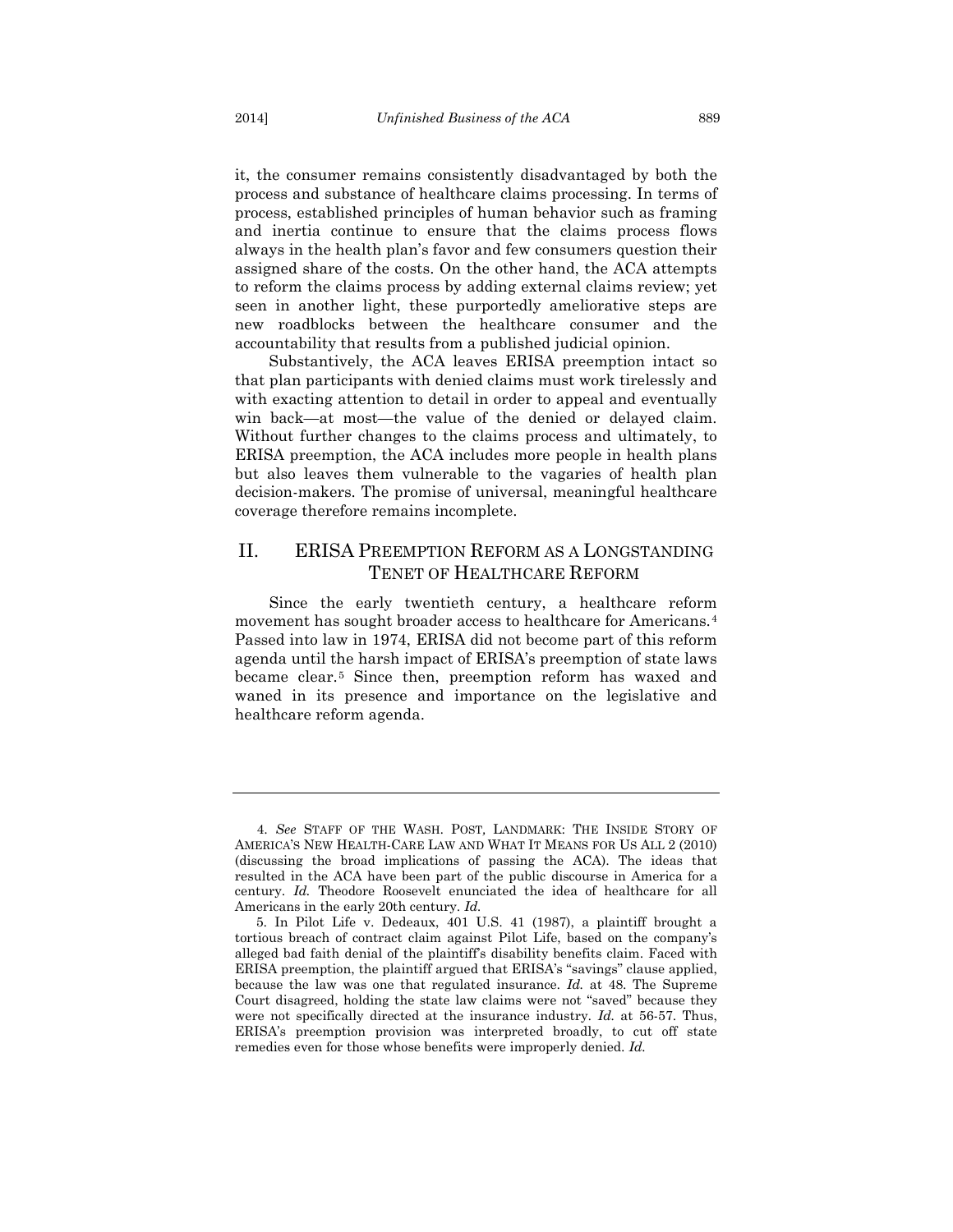it, the consumer remains consistently disadvantaged by both the process and substance of healthcare claims processing. In terms of process, established principles of human behavior such as framing and inertia continue to ensure that the claims process flows always in the health plan's favor and few consumers question their assigned share of the costs. On the other hand, the ACA attempts to reform the claims process by adding external claims review; yet seen in another light, these purportedly ameliorative steps are new roadblocks between the healthcare consumer and the accountability that results from a published judicial opinion.

Substantively, the ACA leaves ERISA preemption intact so that plan participants with denied claims must work tirelessly and with exacting attention to detail in order to appeal and eventually win back—at most—the value of the denied or delayed claim. Without further changes to the claims process and ultimately, to ERISA preemption, the ACA includes more people in health plans but also leaves them vulnerable to the vagaries of health plan decision-makers. The promise of universal, meaningful healthcare coverage therefore remains incomplete.

## II. ERISA PREEMPTION REFORM AS A LONGSTANDING TENET OF HEALTHCARE REFORM

Since the early twentieth century, a healthcare reform movement has sought broader access to healthcare for Americans.[4] Passed into law in 1974, ERISA did not become part of this reform agenda until the harsh impact of ERISA's preemption of state laws became clear.[5] Since then, preemption reform has waxed and waned in its presence and importance on the legislative and healthcare reform agenda.

---

4. *See* STAFF OF THE WASH. POST, LANDMARK: THE INSIDE STORY OF AMERICA'S NEW HEALTH-CARE LAW AND WHAT IT MEANS FOR US ALL 2 (2010) (discussing the broad implications of passing the ACA). The ideas that resulted in the ACA have been part of the public discourse in America for a century. *Id.* Theodore Roosevelt enunciated the idea of healthcare for all Americans in the early 20th century. *Id.*

5. In Pilot Life v. Dedeaux, 401 U.S. 41 (1987), a plaintiff brought a tortious breach of contract claim against Pilot Life, based on the company's alleged bad faith denial of the plaintiff's disability benefits claim. Faced with ERISA preemption, the plaintiff argued that ERISA's "savings" clause applied, because the law was one that regulated insurance. *Id.* at 48. The Supreme Court disagreed, holding the state law claims were not "saved" because they were not specifically directed at the insurance industry. *Id.* at 56-57. Thus, ERISA's preemption provision was interpreted broadly, to cut off state remedies even for those whose benefits were improperly denied. *Id.*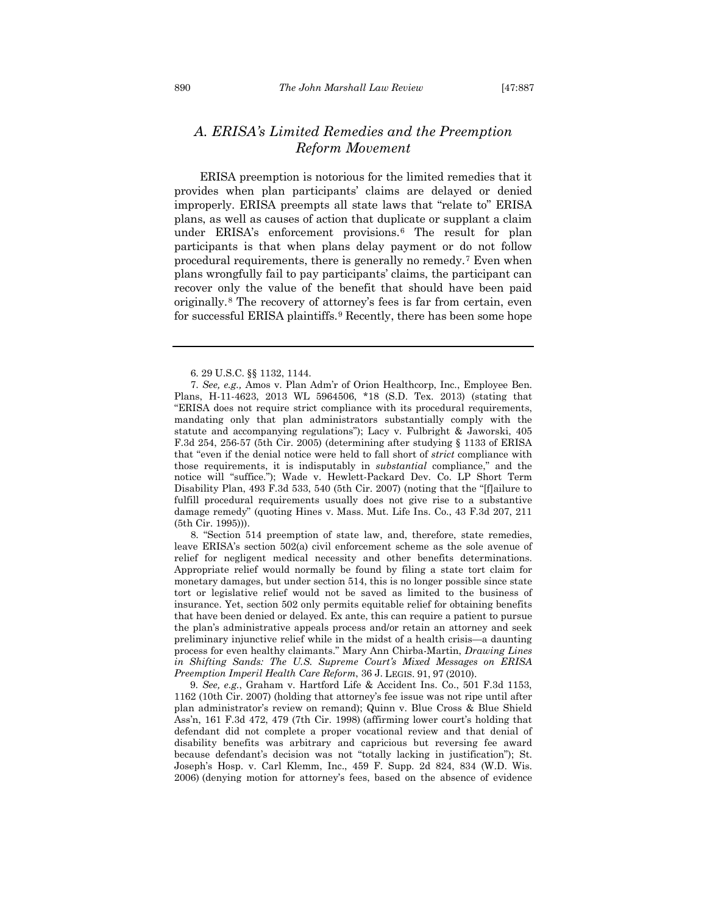## *A. ERISA's Limited Remedies and the Preemption Reform Movement*

ERISA preemption is notorious for the limited remedies that it provides when plan participants' claims are delayed or denied improperly. ERISA preempts all state laws that "relate to" ERISA plans, as well as causes of action that duplicate or supplant a claim under ERISA's enforcement provisions.[6] The result for plan participants is that when plans delay payment or do not follow procedural requirements, there is generally no remedy.[7] Even when plans wrongfully fail to pay participants' claims, the participant can recover only the value of the benefit that should have been paid originally.[8] The recovery of attorney's fees is far from certain, even for successful ERISA plaintiffs.[9] Recently, there has been some hope

---

6. 29 U.S.C. §§ 1132, 1144.

7. *See, e.g.,* Amos v. Plan Adm'r of Orion Healthcorp, Inc., Employee Ben. Plans, H-11-4623, 2013 WL 5964506, \*18 (S.D. Tex. 2013) (stating that "ERISA does not require strict compliance with its procedural requirements, mandating only that plan administrators substantially comply with the statute and accompanying regulations"); Lacy v. Fulbright & Jaworski, 405 F.3d 254, 256-57 (5th Cir. 2005) (determining after studying § 1133 of ERISA that "even if the denial notice were held to fall short of *strict* compliance with those requirements, it is indisputably in *substantial* compliance," and the notice will "suffice."); Wade v. Hewlett-Packard Dev. Co. LP Short Term Disability Plan, 493 F.3d 533, 540 (5th Cir. 2007) (noting that the "[f]ailure to fulfill procedural requirements usually does not give rise to a substantive damage remedy" (quoting Hines v. Mass. Mut. Life Ins. Co., 43 F.3d 207, 211 (5th Cir. 1995))).

8. "Section 514 preemption of state law, and, therefore, state remedies, leave ERISA's section 502(a) civil enforcement scheme as the sole avenue of relief for negligent medical necessity and other benefits determinations. Appropriate relief would normally be found by filing a state tort claim for monetary damages, but under section 514, this is no longer possible since state tort or legislative relief would not be saved as limited to the business of insurance. Yet, section 502 only permits equitable relief for obtaining benefits that have been denied or delayed. Ex ante, this can require a patient to pursue the plan's administrative appeals process and/or retain an attorney and seek preliminary injunctive relief while in the midst of a health crisis—a daunting process for even healthy claimants." Mary Ann Chirba-Martin, *Drawing Lines in Shifting Sands: The U.S. Supreme Court's Mixed Messages on ERISA Preemption Imperil Health Care Reform*, 36 J. LEGIS. 91, 97 (2010).

9. *See, e.g.*, Graham v. Hartford Life & Accident Ins. Co., 501 F.3d 1153, 1162 (10th Cir. 2007) (holding that attorney's fee issue was not ripe until after plan administrator's review on remand); Quinn v. Blue Cross & Blue Shield Ass'n, 161 F.3d 472, 479 (7th Cir. 1998) (affirming lower court's holding that defendant did not complete a proper vocational review and that denial of disability benefits was arbitrary and capricious but reversing fee award because defendant's decision was not "totally lacking in justification"); St. Joseph's Hosp. v. Carl Klemm, Inc., 459 F. Supp. 2d 824, 834 (W.D. Wis. 2006) (denying motion for attorney's fees, based on the absence of evidence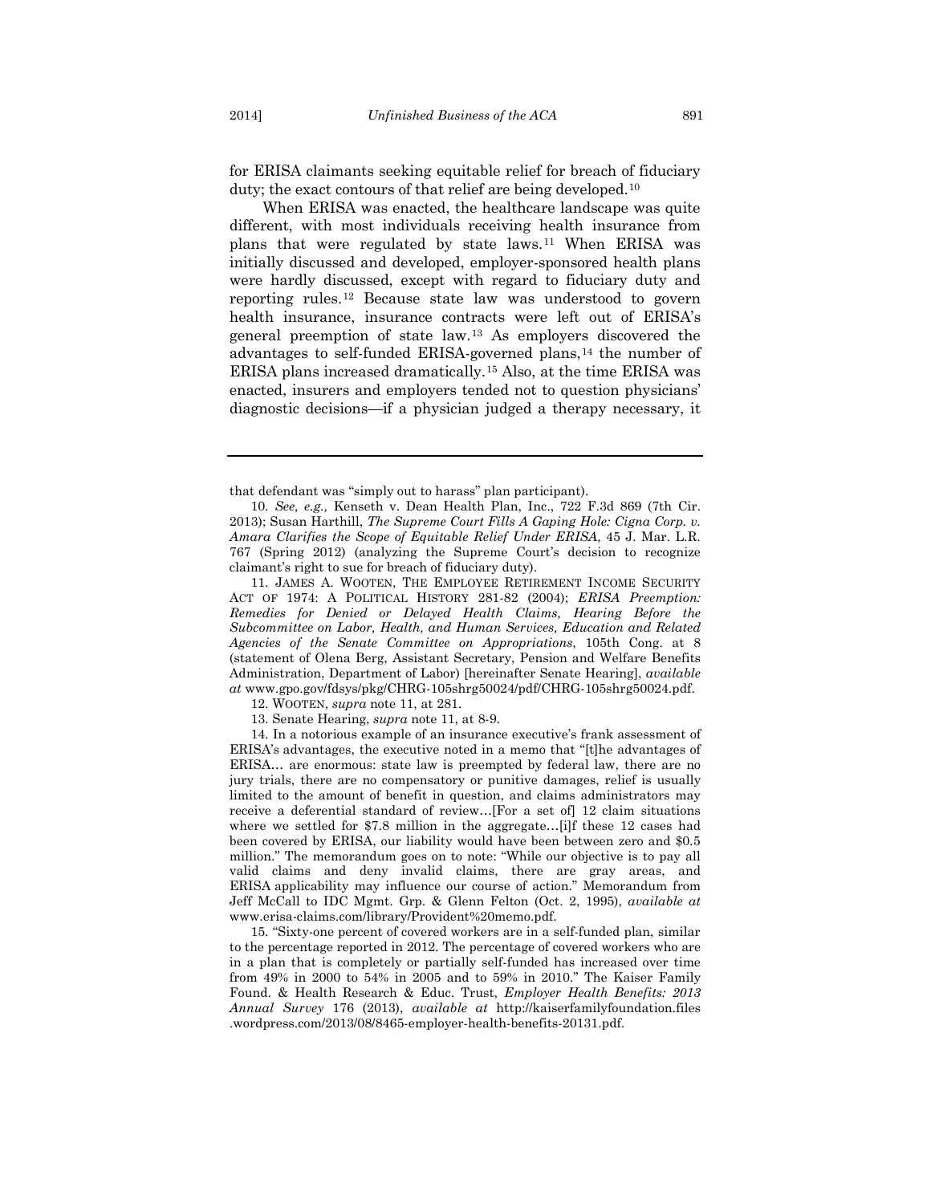for ERISA claimants seeking equitable relief for breach of fiduciary duty; the exact contours of that relief are being developed.[10]

When ERISA was enacted, the healthcare landscape was quite different, with most individuals receiving health insurance from plans that were regulated by state laws.[11] When ERISA was initially discussed and developed, employer-sponsored health plans were hardly discussed, except with regard to fiduciary duty and reporting rules.[12] Because state law was understood to govern health insurance, insurance contracts were left out of ERISA's general preemption of state law.[13] As employers discovered the advantages to self-funded ERISA-governed plans,[14] the number of ERISA plans increased dramatically.[15] Also, at the time ERISA was enacted, insurers and employers tended not to question physicians' diagnostic decisions—if a physician judged a therapy necessary, it

---

that defendant was "simply out to harass" plan participant).

10. *See, e.g.,* Kenseth v. Dean Health Plan, Inc., 722 F.3d 869 (7th Cir. 2013); Susan Harthill, *The Supreme Court Fills A Gaping Hole: Cigna Corp. v. Amara Clarifies the Scope of Equitable Relief Under ERISA*, 45 J. Mar. L.R. 767 (Spring 2012) (analyzing the Supreme Court's decision to recognize claimant's right to sue for breach of fiduciary duty).

11. JAMES A. WOOTEN, THE EMPLOYEE RETIREMENT INCOME SECURITY ACT OF 1974: A POLITICAL HISTORY 281-82 (2004); *ERISA Preemption: Remedies for Denied or Delayed Health Claims, Hearing Before the Subcommittee on Labor, Health, and Human Services, Education and Related Agencies of the Senate Committee on Appropriations*, 105th Cong. at 8 (statement of Olena Berg, Assistant Secretary, Pension and Welfare Benefits Administration, Department of Labor) [hereinafter Senate Hearing], *available at* www.gpo.gov/fdsys/pkg/CHRG-105shrg50024/pdf/CHRG-105shrg50024.pdf.

12. WOOTEN, *supra* note 11, at 281.

13. Senate Hearing, *supra* note 11, at 8-9.

14. In a notorious example of an insurance executive's frank assessment of ERISA's advantages, the executive noted in a memo that "[t]he advantages of ERISA… are enormous: state law is preempted by federal law, there are no jury trials, there are no compensatory or punitive damages, relief is usually limited to the amount of benefit in question, and claims administrators may receive a deferential standard of review…[For a set of] 12 claim situations where we settled for $7.8 million in the aggregate…[i]f these 12 cases had been covered by ERISA, our liability would have been between zero and $0.5 million." The memorandum goes on to note: "While our objective is to pay all valid claims and deny invalid claims, there are gray areas, and ERISA applicability may influence our course of action." Memorandum from Jeff McCall to IDC Mgmt. Grp. & Glenn Felton (Oct. 2, 1995), *available at* www.erisa-claims.com/library/Provident%20memo.pdf.

15. "Sixty-one percent of covered workers are in a self-funded plan, similar to the percentage reported in 2012. The percentage of covered workers who are in a plan that is completely or partially self-funded has increased over time from 49% in 2000 to 54% in 2005 and to 59% in 2010." The Kaiser Family Found. & Health Research & Educ. Trust, *Employer Health Benefits: 2013 Annual Survey* 176 (2013), *available at* http://kaiserfamilyfoundation.files.wordpress.com/2013/08/8465-employer-health-benefits-20131.pdf.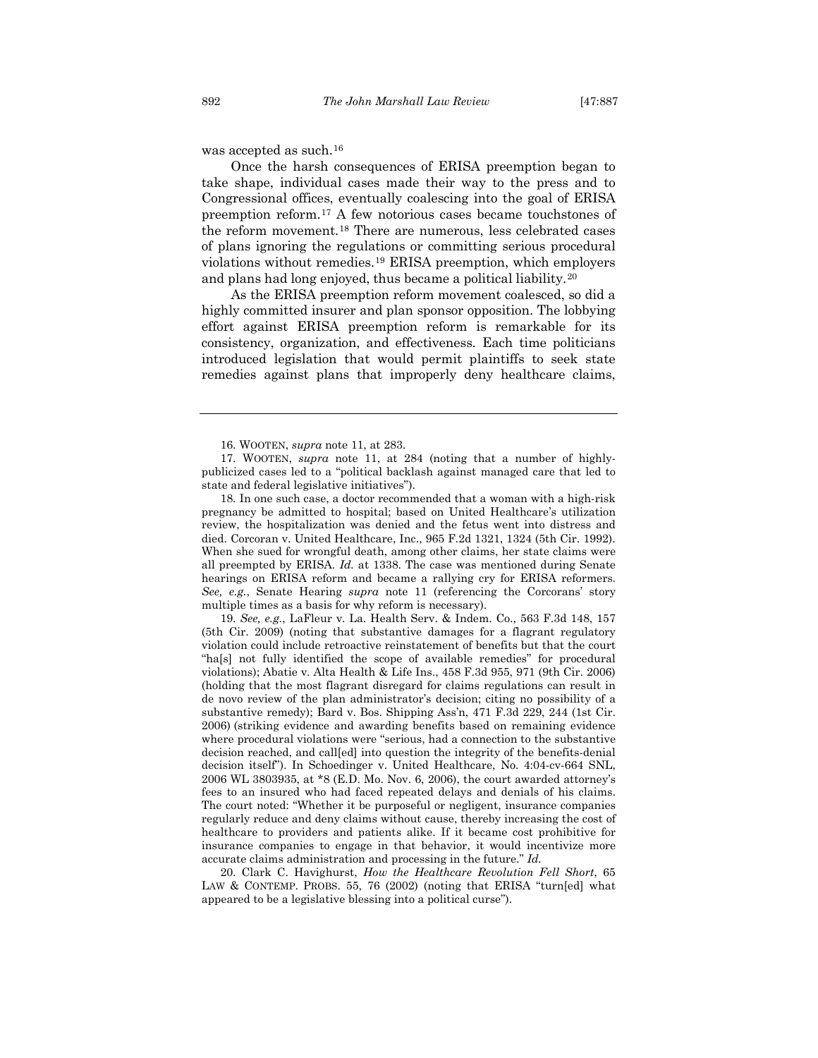was accepted as such.[16]

Once the harsh consequences of ERISA preemption began to take shape, individual cases made their way to the press and to Congressional offices, eventually coalescing into the goal of ERISA preemption reform.[17] A few notorious cases became touchstones of the reform movement.[18] There are numerous, less celebrated cases of plans ignoring the regulations or committing serious procedural violations without remedies.[19] ERISA preemption, which employers and plans had long enjoyed, thus became a political liability.[20]

As the ERISA preemption reform movement coalesced, so did a highly committed insurer and plan sponsor opposition. The lobbying effort against ERISA preemption reform is remarkable for its consistency, organization, and effectiveness. Each time politicians introduced legislation that would permit plaintiffs to seek state remedies against plans that improperly deny healthcare claims,

---

16. WOOTEN, *supra* note 11, at 283.

17. WOOTEN, *supra* note 11, at 284 (noting that a number of highly-publicized cases led to a "political backlash against managed care that led to state and federal legislative initiatives").

18. In one such case, a doctor recommended that a woman with a high-risk pregnancy be admitted to hospital; based on United Healthcare's utilization review, the hospitalization was denied and the fetus went into distress and died. Corcoran v. United Healthcare, Inc., 965 F.2d 1321, 1324 (5th Cir. 1992). When she sued for wrongful death, among other claims, her state claims were all preempted by ERISA. *Id.* at 1338. The case was mentioned during Senate hearings on ERISA reform and became a rallying cry for ERISA reformers. *See, e.g.*, Senate Hearing *supra* note 11 (referencing the Corcorans' story multiple times as a basis for why reform is necessary).

19. *See, e.g.*, LaFleur v. La. Health Serv. & Indem. Co., 563 F.3d 148, 157 (5th Cir. 2009) (noting that substantive damages for a flagrant regulatory violation could include retroactive reinstatement of benefits but that the court "ha[s] not fully identified the scope of available remedies" for procedural violations); Abatie v. Alta Health & Life Ins., 458 F.3d 955, 971 (9th Cir. 2006) (holding that the most flagrant disregard for claims regulations can result in de novo review of the plan administrator's decision; citing no possibility of a substantive remedy); Bard v. Bos. Shipping Ass'n, 471 F.3d 229, 244 (1st Cir. 2006) (striking evidence and awarding benefits based on remaining evidence where procedural violations were "serious, had a connection to the substantive decision reached, and call[ed] into question the integrity of the benefits-denial decision itself"). In Schoedinger v. United Healthcare, No. 4:04-cv-664 SNL, 2006 WL 3803935, at *8 (E.D. Mo. Nov. 6, 2006), the court awarded attorney's fees to an insured who had faced repeated delays and denials of his claims. The court noted: "Whether it be purposeful or negligent, insurance companies regularly reduce and deny claims without cause, thereby increasing the cost of healthcare to providers and patients alike. If it became cost prohibitive for insurance companies to engage in that behavior, it would incentivize more accurate claims administration and processing in the future." *Id.*

20. Clark C. Havighurst, *How the Healthcare Revolution Fell Short*, 65 LAW & CONTEMP. PROBS. 55, 76 (2002) (noting that ERISA "turn[ed] what appeared to be a legislative blessing into a political curse").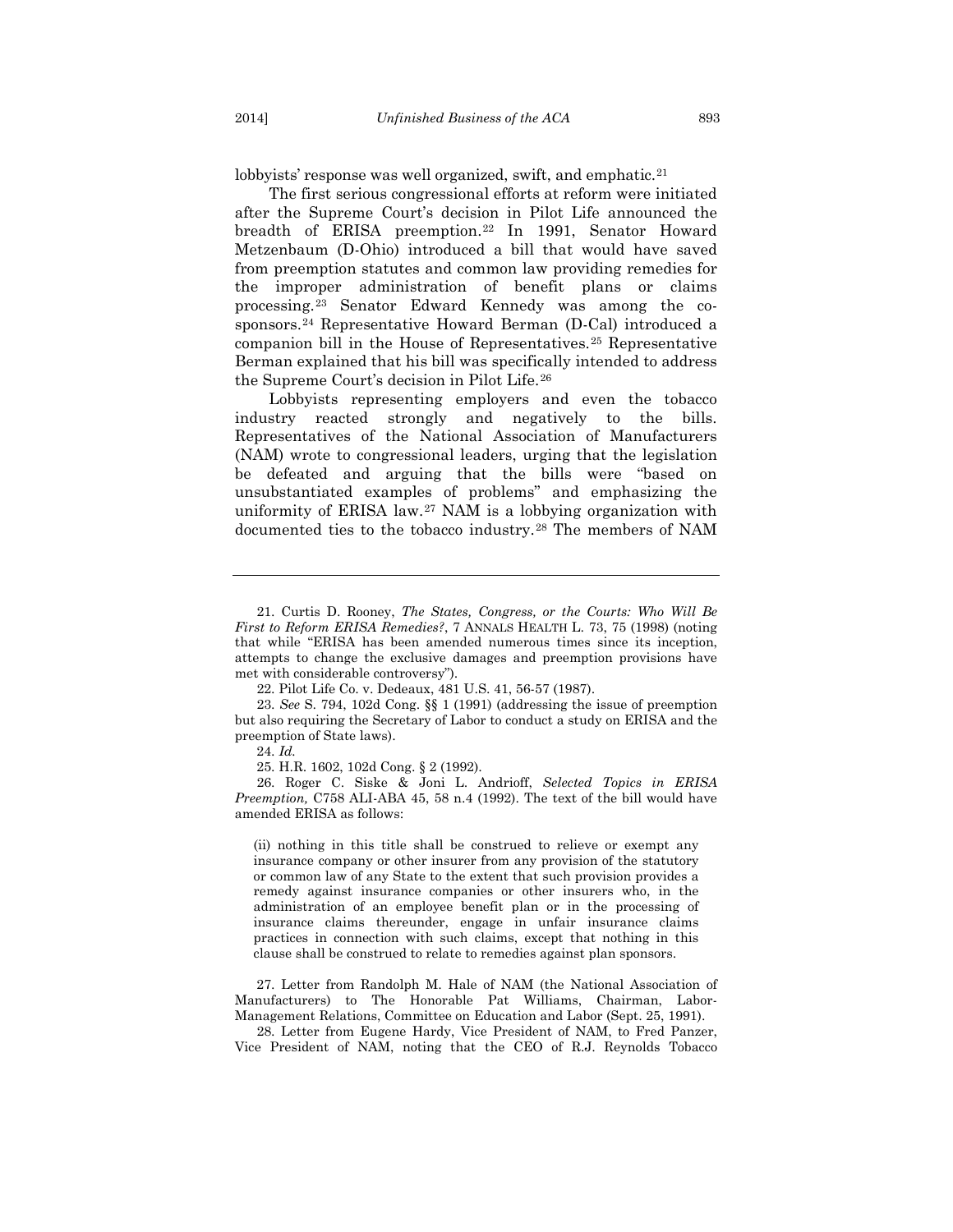lobbyists' response was well organized, swift, and emphatic.[21]

The first serious congressional efforts at reform were initiated after the Supreme Court's decision in Pilot Life announced the breadth of ERISA preemption.[22] In 1991, Senator Howard Metzenbaum (D-Ohio) introduced a bill that would have saved from preemption statutes and common law providing remedies for the improper administration of benefit plans or claims processing.[23] Senator Edward Kennedy was among the co-sponsors.[24] Representative Howard Berman (D-Cal) introduced a companion bill in the House of Representatives.[25] Representative Berman explained that his bill was specifically intended to address the Supreme Court's decision in Pilot Life.[26]

Lobbyists representing employers and even the tobacco industry reacted strongly and negatively to the bills. Representatives of the National Association of Manufacturers (NAM) wrote to congressional leaders, urging that the legislation be defeated and arguing that the bills were "based on unsubstantiated examples of problems" and emphasizing the uniformity of ERISA law.[27] NAM is a lobbying organization with documented ties to the tobacco industry.[28] The members of NAM

---

21. Curtis D. Rooney, *The States, Congress, or the Courts: Who Will Be First to Reform ERISA Remedies?*, 7 ANNALS HEALTH L. 73, 75 (1998) (noting that while "ERISA has been amended numerous times since its inception, attempts to change the exclusive damages and preemption provisions have met with considerable controversy").

22. Pilot Life Co. v. Dedeaux, 481 U.S. 41, 56-57 (1987).

23. *See* S. 794, 102d Cong. §§ 1 (1991) (addressing the issue of preemption but also requiring the Secretary of Labor to conduct a study on ERISA and the preemption of State laws).

24. *Id.*

25. H.R. 1602, 102d Cong. § 2 (1992).

26. Roger C. Siske & Joni L. Andrioff, *Selected Topics in ERISA Preemption,* C758 ALI-ABA 45, 58 n.4 (1992). The text of the bill would have amended ERISA as follows:

> (ii) nothing in this title shall be construed to relieve or exempt any insurance company or other insurer from any provision of the statutory or common law of any State to the extent that such provision provides a remedy against insurance companies or other insurers who, in the administration of an employee benefit plan or in the processing of insurance claims thereunder, engage in unfair insurance claims practices in connection with such claims, except that nothing in this clause shall be construed to relate to remedies against plan sponsors.

27. Letter from Randolph M. Hale of NAM (the National Association of Manufacturers) to The Honorable Pat Williams, Chairman, Labor-Management Relations, Committee on Education and Labor (Sept. 25, 1991).

28. Letter from Eugene Hardy, Vice President of NAM, to Fred Panzer, Vice President of NAM, noting that the CEO of R.J. Reynolds Tobacco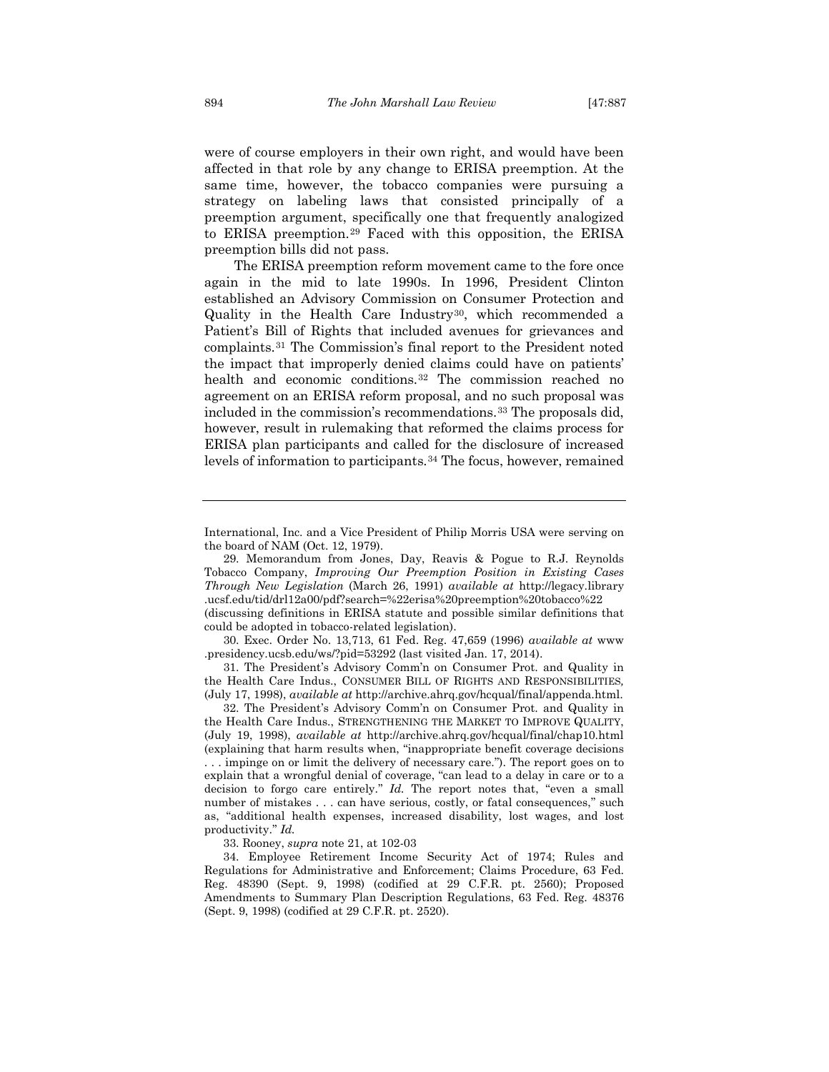were of course employers in their own right, and would have been affected in that role by any change to ERISA preemption. At the same time, however, the tobacco companies were pursuing a strategy on labeling laws that consisted principally of a preemption argument, specifically one that frequently analogized to ERISA preemption.[29] Faced with this opposition, the ERISA preemption bills did not pass.

The ERISA preemption reform movement came to the fore once again in the mid to late 1990s. In 1996, President Clinton established an Advisory Commission on Consumer Protection and Quality in the Health Care Industry[30], which recommended a Patient's Bill of Rights that included avenues for grievances and complaints.[31] The Commission's final report to the President noted the impact that improperly denied claims could have on patients' health and economic conditions.[32] The commission reached no agreement on an ERISA reform proposal, and no such proposal was included in the commission's recommendations.[33] The proposals did, however, result in rulemaking that reformed the claims process for ERISA plan participants and called for the disclosure of increased levels of information to participants.[34] The focus, however, remained

---

International, Inc. and a Vice President of Philip Morris USA were serving on the board of NAM (Oct. 12, 1979).

29. Memorandum from Jones, Day, Reavis & Pogue to R.J. Reynolds Tobacco Company, *Improving Our Preemption Position in Existing Cases Through New Legislation* (March 26, 1991) *available at* http://legacy.library.ucsf.edu/tid/drl12a00/pdf?search=%22erisa%20preemption%20tobacco%22 (discussing definitions in ERISA statute and possible similar definitions that could be adopted in tobacco-related legislation).

30. Exec. Order No. 13,713, 61 Fed. Reg. 47,659 (1996) *available at* www.presidency.ucsb.edu/ws/?pid=53292 (last visited Jan. 17, 2014).

31. The President's Advisory Comm'n on Consumer Prot. and Quality in the Health Care Indus., CONSUMER BILL OF RIGHTS AND RESPONSIBILITIES, (July 17, 1998), *available at* http://archive.ahrq.gov/hcqual/final/appenda.html.

32. The President's Advisory Comm'n on Consumer Prot. and Quality in the Health Care Indus., STRENGTHENING THE MARKET TO IMPROVE QUALITY, (July 19, 1998), *available at* http://archive.ahrq.gov/hcqual/final/chap10.html (explaining that harm results when, "inappropriate benefit coverage decisions . . . impinge on or limit the delivery of necessary care."). The report goes on to explain that a wrongful denial of coverage, "can lead to a delay in care or to a decision to forgo care entirely." *Id.* The report notes that, "even a small number of mistakes . . . can have serious, costly, or fatal consequences," such as, "additional health expenses, increased disability, lost wages, and lost productivity." *Id.*

33. Rooney, *supra* note 21, at 102-03

34. Employee Retirement Income Security Act of 1974; Rules and Regulations for Administrative and Enforcement; Claims Procedure, 63 Fed. Reg. 48390 (Sept. 9, 1998) (codified at 29 C.F.R. pt. 2560); Proposed Amendments to Summary Plan Description Regulations, 63 Fed. Reg. 48376 (Sept. 9, 1998) (codified at 29 C.F.R. pt. 2520).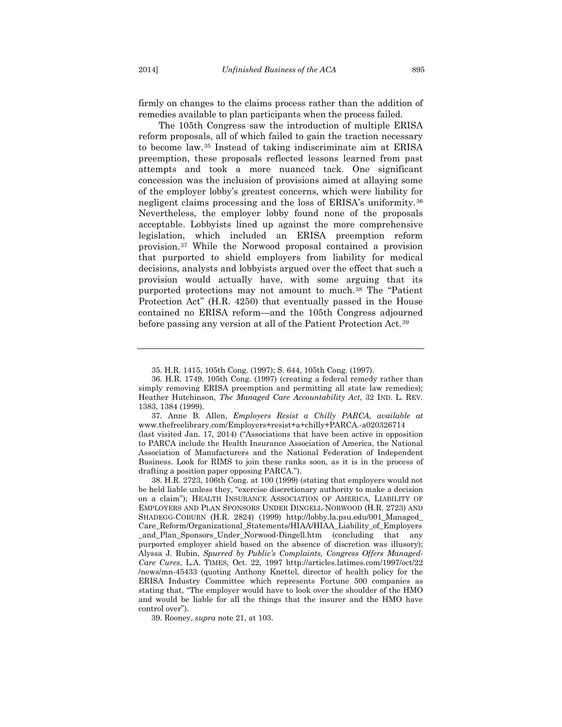firmly on changes to the claims process rather than the addition of remedies available to plan participants when the process failed.

The 105th Congress saw the introduction of multiple ERISA reform proposals, all of which failed to gain the traction necessary to become law.[35] Instead of taking indiscriminate aim at ERISA preemption, these proposals reflected lessons learned from past attempts and took a more nuanced tack. One significant concession was the inclusion of provisions aimed at allaying some of the employer lobby's greatest concerns, which were liability for negligent claims processing and the loss of ERISA's uniformity.[36] Nevertheless, the employer lobby found none of the proposals acceptable. Lobbyists lined up against the more comprehensive legislation, which included an ERISA preemption reform provision.[37] While the Norwood proposal contained a provision that purported to shield employers from liability for medical decisions, analysts and lobbyists argued over the effect that such a provision would actually have, with some arguing that its purported protections may not amount to much.[38] The "Patient Protection Act" (H.R. 4250) that eventually passed in the House contained no ERISA reform—and the 105th Congress adjourned before passing any version at all of the Patient Protection Act.[39]

---

35. H.R. 1415, 105th Cong. (1997); S. 644, 105th Cong. (1997).

36. H.R. 1749, 105th Cong. (1997) (creating a federal remedy rather than simply removing ERISA preemption and permitting all state law remedies); Heather Hutchinson, *The Managed Care Accountability Act*, 32 IND. L. REV. 1383, 1384 (1999).

37. Anne B. Allen, *Employers Resist a Chilly PARCA, available at* www.thefreelibrary.com/Employers+resist+a+chilly+PARCA.-a020326714 (last visited Jan. 17, 2014) ("Associations that have been active in opposition to PARCA include the Health Insurance Association of America, the National Association of Manufacturers and the National Federation of Independent Business. Look for RIMS to join these ranks soon, as it is in the process of drafting a position paper opposing PARCA.").

38. H.R. 2723, 106th Cong. at 100 (1999) (stating that employers would not be held liable unless they, "exercise discretionary authority to make a decision on a claim"); HEALTH INSURANCE ASSOCIATION OF AMERICA, LIABILITY OF EMPLOYERS AND PLAN SPONSORS UNDER DINGELL-NORWOOD (H.R. 2723) AND SHADEGG-COBURN (H.R. 2824) (1999) http://lobby.la.psu.edu/001_Managed_Care_Reform/Organizational_Statements/HIAA/HIAA_Liability_of_Employers_and_Plan_Sponsors_Under_Norwood-Dingell.htm (concluding that any purported employer shield based on the absence of discretion was illusory); Alyssa J. Rubin, *Spurred by Public's Complaints, Congress Offers Managed-Care Cures*, L.A. TIMES, Oct. 22, 1997 http://articles.latimes.com/1997/oct/22/news/mn-45433 (quoting Anthony Knettel, director of health policy for the ERISA Industry Committee which represents Fortune 500 companies as stating that, "The employer would have to look over the shoulder of the HMO and would be liable for all the things that the insurer and the HMO have control over").

39. Rooney, *supra* note 21, at 103.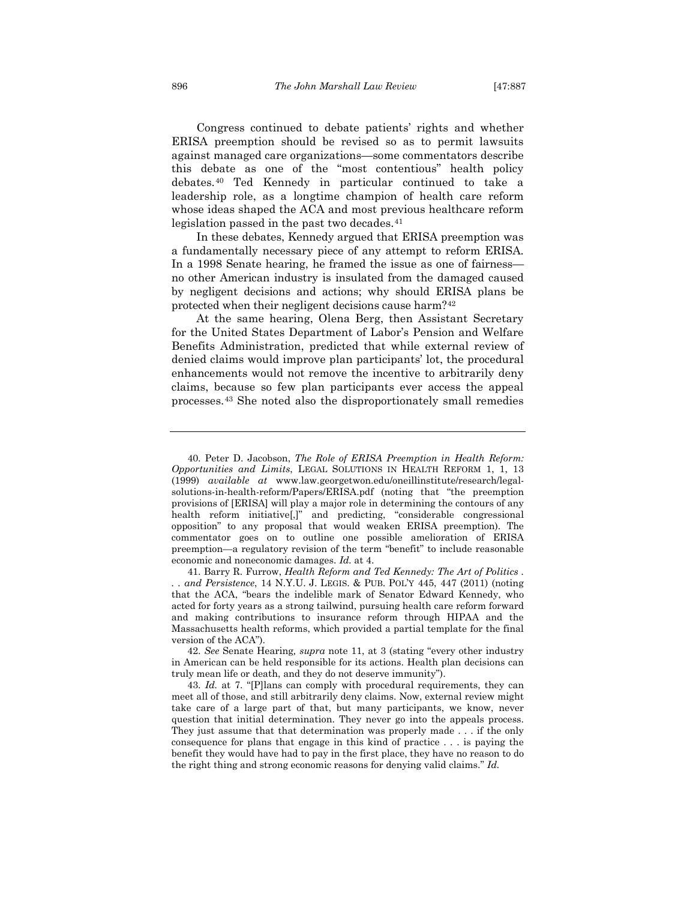Congress continued to debate patients' rights and whether ERISA preemption should be revised so as to permit lawsuits against managed care organizations—some commentators describe this debate as one of the "most contentious" health policy debates.[40] Ted Kennedy in particular continued to take a leadership role, as a longtime champion of health care reform whose ideas shaped the ACA and most previous healthcare reform legislation passed in the past two decades.[41]

In these debates, Kennedy argued that ERISA preemption was a fundamentally necessary piece of any attempt to reform ERISA. In a 1998 Senate hearing, he framed the issue as one of fairness—no other American industry is insulated from the damaged caused by negligent decisions and actions; why should ERISA plans be protected when their negligent decisions cause harm?[42]

At the same hearing, Olena Berg, then Assistant Secretary for the United States Department of Labor's Pension and Welfare Benefits Administration, predicted that while external review of denied claims would improve plan participants' lot, the procedural enhancements would not remove the incentive to arbitrarily deny claims, because so few plan participants ever access the appeal processes.[43] She noted also the disproportionately small remedies

---

40. Peter D. Jacobson, *The Role of ERISA Preemption in Health Reform: Opportunities and Limits*, LEGAL SOLUTIONS IN HEALTH REFORM 1, 1, 13 (1999) *available at* www.law.georgetwon.edu/oneillinstitute/research/legal-solutions-in-health-reform/Papers/ERISA.pdf (noting that "the preemption provisions of [ERISA] will play a major role in determining the contours of any health reform initiative[,]" and predicting, "considerable congressional opposition" to any proposal that would weaken ERISA preemption). The commentator goes on to outline one possible amelioration of ERISA preemption—a regulatory revision of the term "benefit" to include reasonable economic and noneconomic damages. *Id.* at 4.

41. Barry R. Furrow, *Health Reform and Ted Kennedy: The Art of Politics . . . and Persistence*, 14 N.Y.U. J. LEGIS. & PUB. POL'Y 445, 447 (2011) (noting that the ACA, "bears the indelible mark of Senator Edward Kennedy, who acted for forty years as a strong tailwind, pursuing health care reform forward and making contributions to insurance reform through HIPAA and the Massachusetts health reforms, which provided a partial template for the final version of the ACA").

42. *See* Senate Hearing, *supra* note 11, at 3 (stating "every other industry in American can be held responsible for its actions. Health plan decisions can truly mean life or death, and they do not deserve immunity").

43. *Id.* at 7. "[P]lans can comply with procedural requirements, they can meet all of those, and still arbitrarily deny claims. Now, external review might take care of a large part of that, but many participants, we know, never question that initial determination. They never go into the appeals process. They just assume that that determination was properly made . . . if the only consequence for plans that engage in this kind of practice . . . is paying the benefit they would have had to pay in the first place, they have no reason to do the right thing and strong economic reasons for denying valid claims." *Id.*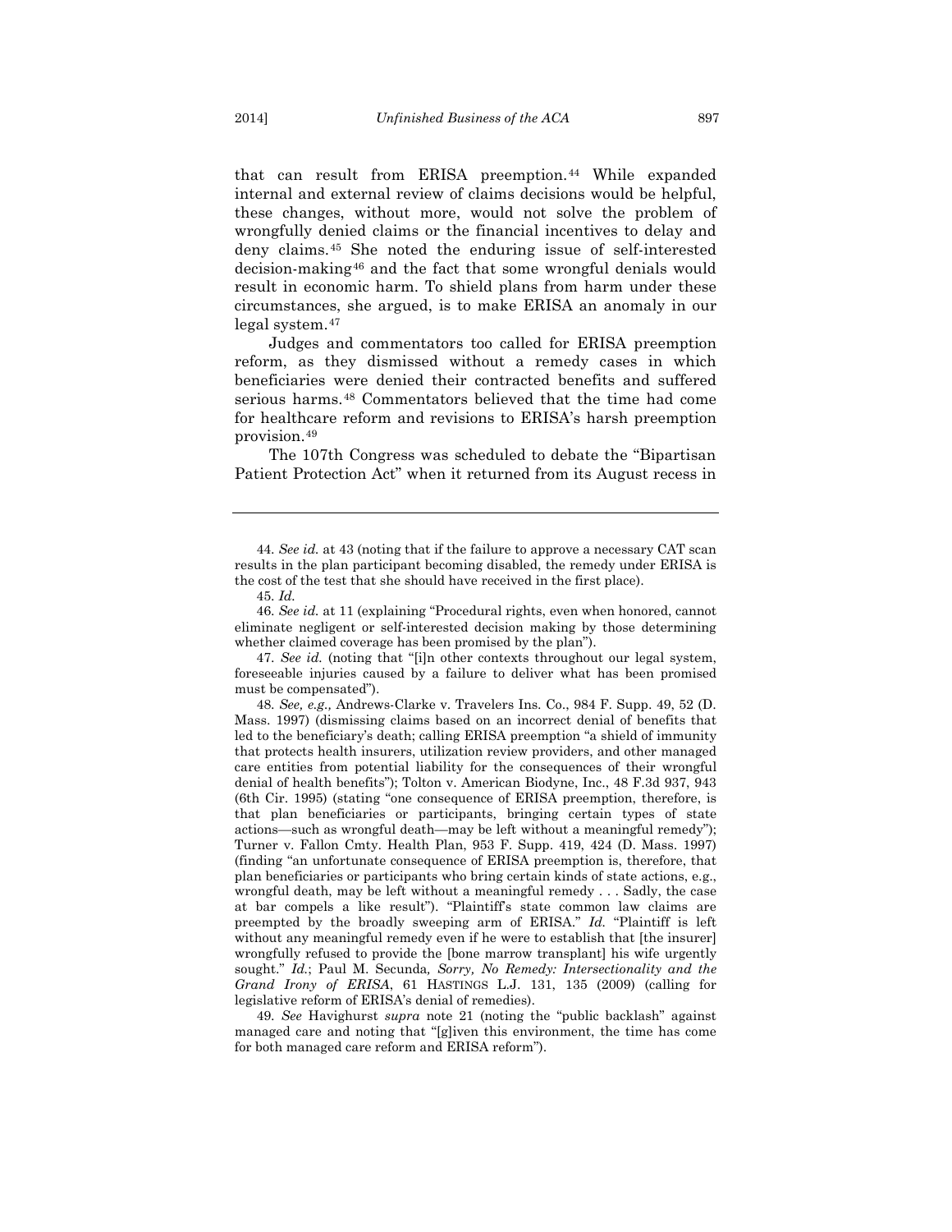that can result from ERISA preemption.[44] While expanded internal and external review of claims decisions would be helpful, these changes, without more, would not solve the problem of wrongfully denied claims or the financial incentives to delay and deny claims.[45] She noted the enduring issue of self-interested decision-making[46] and the fact that some wrongful denials would result in economic harm. To shield plans from harm under these circumstances, she argued, is to make ERISA an anomaly in our legal system.[47]

Judges and commentators too called for ERISA preemption reform, as they dismissed without a remedy cases in which beneficiaries were denied their contracted benefits and suffered serious harms.[48] Commentators believed that the time had come for healthcare reform and revisions to ERISA's harsh preemption provision.[49]

The 107th Congress was scheduled to debate the "Bipartisan Patient Protection Act" when it returned from its August recess in

---

44. *See id.* at 43 (noting that if the failure to approve a necessary CAT scan results in the plan participant becoming disabled, the remedy under ERISA is the cost of the test that she should have received in the first place).

45. *Id.*

46. *See id.* at 11 (explaining "Procedural rights, even when honored, cannot eliminate negligent or self-interested decision making by those determining whether claimed coverage has been promised by the plan").

47. *See id.* (noting that "[i]n other contexts throughout our legal system, foreseeable injuries caused by a failure to deliver what has been promised must be compensated").

48. *See, e.g.,* Andrews-Clarke v. Travelers Ins. Co., 984 F. Supp. 49, 52 (D. Mass. 1997) (dismissing claims based on an incorrect denial of benefits that led to the beneficiary's death; calling ERISA preemption "a shield of immunity that protects health insurers, utilization review providers, and other managed care entities from potential liability for the consequences of their wrongful denial of health benefits"); Tolton v. American Biodyne, Inc., 48 F.3d 937, 943 (6th Cir. 1995) (stating "one consequence of ERISA preemption, therefore, is that plan beneficiaries or participants, bringing certain types of state actions—such as wrongful death—may be left without a meaningful remedy"); Turner v. Fallon Cmty. Health Plan, 953 F. Supp. 419, 424 (D. Mass. 1997) (finding "an unfortunate consequence of ERISA preemption is, therefore, that plan beneficiaries or participants who bring certain kinds of state actions, e.g., wrongful death, may be left without a meaningful remedy . . . Sadly, the case at bar compels a like result"). "Plaintiff's state common law claims are preempted by the broadly sweeping arm of ERISA." *Id.* "Plaintiff is left without any meaningful remedy even if he were to establish that [the insurer] wrongfully refused to provide the [bone marrow transplant] his wife urgently sought." *Id.*; Paul M. Secunda*, Sorry, No Remedy: Intersectionality and the Grand Irony of ERISA*, 61 HASTINGS L.J. 131, 135 (2009) (calling for legislative reform of ERISA's denial of remedies).

49. *See* Havighurst *supra* note 21 (noting the "public backlash" against managed care and noting that "[g]iven this environment, the time has come for both managed care reform and ERISA reform").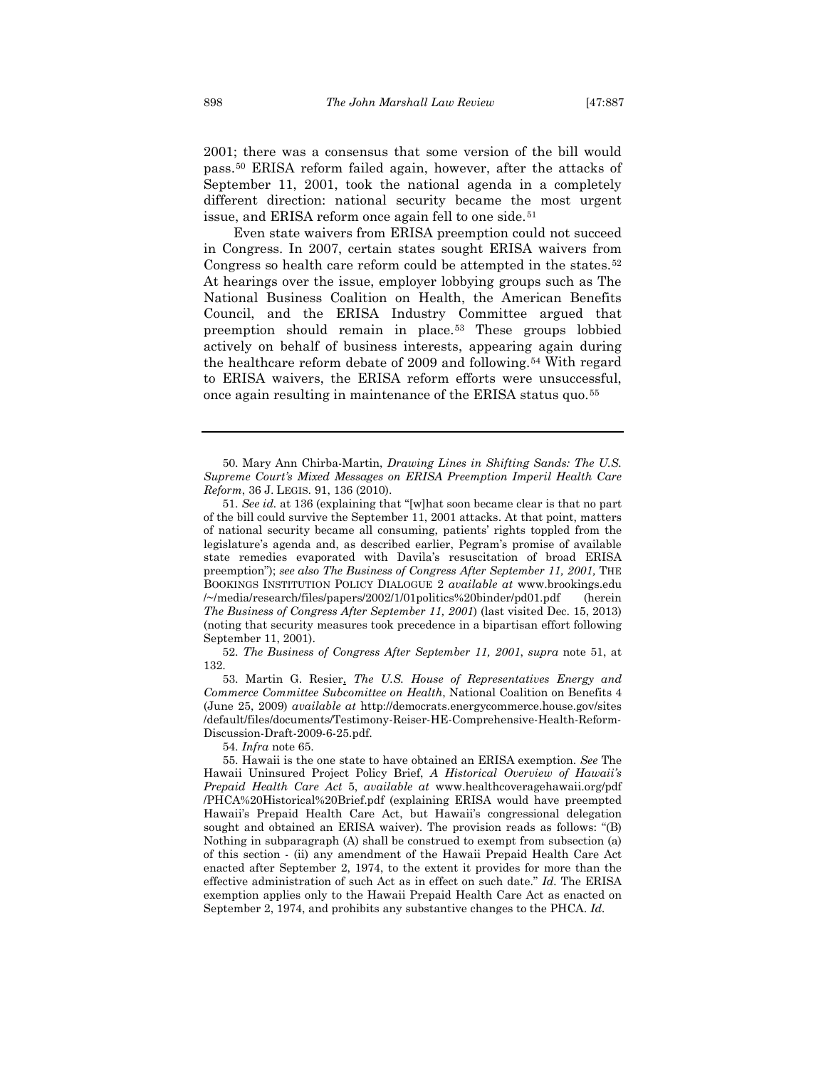2001; there was a consensus that some version of the bill would pass.[50] ERISA reform failed again, however, after the attacks of September 11, 2001, took the national agenda in a completely different direction: national security became the most urgent issue, and ERISA reform once again fell to one side.[51]

Even state waivers from ERISA preemption could not succeed in Congress. In 2007, certain states sought ERISA waivers from Congress so health care reform could be attempted in the states.[52] At hearings over the issue, employer lobbying groups such as The National Business Coalition on Health, the American Benefits Council, and the ERISA Industry Committee argued that preemption should remain in place.[53] These groups lobbied actively on behalf of business interests, appearing again during the healthcare reform debate of 2009 and following.[54] With regard to ERISA waivers, the ERISA reform efforts were unsuccessful, once again resulting in maintenance of the ERISA status quo.[55]

---

50. Mary Ann Chirba-Martin, *Drawing Lines in Shifting Sands: The U.S. Supreme Court's Mixed Messages on ERISA Preemption Imperil Health Care Reform*, 36 J. LEGIS. 91, 136 (2010).

51. *See id.* at 136 (explaining that "[w]hat soon became clear is that no part of the bill could survive the September 11, 2001 attacks. At that point, matters of national security became all consuming, patients' rights toppled from the legislature's agenda and, as described earlier, Pegram's promise of available state remedies evaporated with Davila's resuscitation of broad ERISA preemption"); *see also The Business of Congress After September 11, 2001,* THE BOOKINGS INSTITUTION POLICY DIALOGUE 2 *available at* www.brookings.edu /~/media/research/files/papers/2002/1/01politics%20binder/pd01.pdf (herein *The Business of Congress After September 11, 2001*) (last visited Dec. 15, 2013) (noting that security measures took precedence in a bipartisan effort following September 11, 2001).

52. *The Business of Congress After September 11, 2001*, *supra* note 51, at 132.

53. Martin G. Resier, *The U.S. House of Representatives Energy and Commerce Committee Subcomittee on Health*, National Coalition on Benefits 4 (June 25, 2009) *available at* http://democrats.energycommerce.house.gov/sites /default/files/documents/Testimony-Reiser-HE-Comprehensive-Health-Reform-Discussion-Draft-2009-6-25.pdf.

54. *Infra* note 65.

55. Hawaii is the one state to have obtained an ERISA exemption. *See* The Hawaii Uninsured Project Policy Brief, *A Historical Overview of Hawaii's Prepaid Health Care Act* 5, *available at* www.healthcoveragehawaii.org/pdf /PHCA%20Historical%20Brief.pdf (explaining ERISA would have preempted Hawaii's Prepaid Health Care Act, but Hawaii's congressional delegation sought and obtained an ERISA waiver). The provision reads as follows: "(B) Nothing in subparagraph (A) shall be construed to exempt from subsection (a) of this section - (ii) any amendment of the Hawaii Prepaid Health Care Act enacted after September 2, 1974, to the extent it provides for more than the effective administration of such Act as in effect on such date." *Id.* The ERISA exemption applies only to the Hawaii Prepaid Health Care Act as enacted on September 2, 1974, and prohibits any substantive changes to the PHCA. *Id.*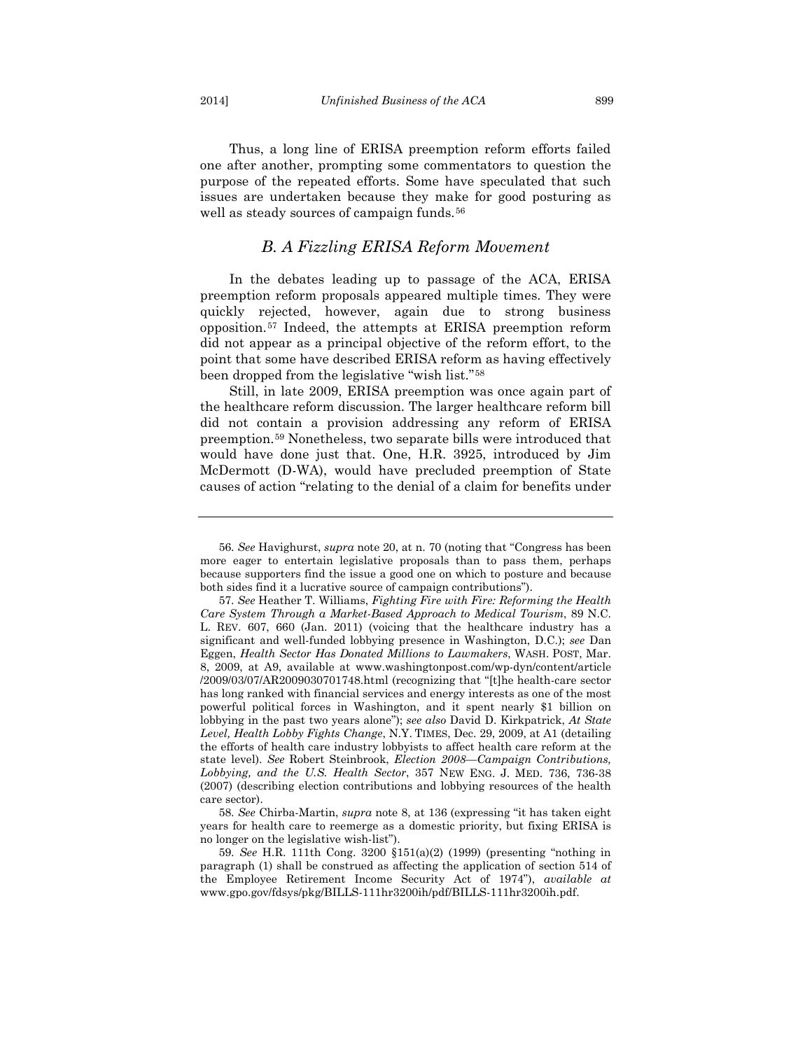Thus, a long line of ERISA preemption reform efforts failed one after another, prompting some commentators to question the purpose of the repeated efforts. Some have speculated that such issues are undertaken because they make for good posturing as well as steady sources of campaign funds.[56]

### *B. A Fizzling ERISA Reform Movement*

In the debates leading up to passage of the ACA, ERISA preemption reform proposals appeared multiple times. They were quickly rejected, however, again due to strong business opposition.[57] Indeed, the attempts at ERISA preemption reform did not appear as a principal objective of the reform effort, to the point that some have described ERISA reform as having effectively been dropped from the legislative "wish list."[58]

Still, in late 2009, ERISA preemption was once again part of the healthcare reform discussion. The larger healthcare reform bill did not contain a provision addressing any reform of ERISA preemption.[59] Nonetheless, two separate bills were introduced that would have done just that. One, H.R. 3925, introduced by Jim McDermott (D-WA), would have precluded preemption of State causes of action "relating to the denial of a claim for benefits under

---

56. *See* Havighurst, *supra* note 20, at n. 70 (noting that "Congress has been more eager to entertain legislative proposals than to pass them, perhaps because supporters find the issue a good one on which to posture and because both sides find it a lucrative source of campaign contributions").

57. *See* Heather T. Williams, *Fighting Fire with Fire: Reforming the Health Care System Through a Market-Based Approach to Medical Tourism*, 89 N.C. L. REV. 607, 660 (Jan. 2011) (voicing that the healthcare industry has a significant and well-funded lobbying presence in Washington, D.C.); *see* Dan Eggen, *Health Sector Has Donated Millions to Lawmakers*, WASH. POST, Mar. 8, 2009, at A9, available at www.washingtonpost.com/wp-dyn/content/article/2009/03/07/AR2009030701748.html (recognizing that "[t]he health-care sector has long ranked with financial services and energy interests as one of the most powerful political forces in Washington, and it spent nearly $1 billion on lobbying in the past two years alone"); *see also* David D. Kirkpatrick, *At State Level, Health Lobby Fights Change*, N.Y. TIMES, Dec. 29, 2009, at A1 (detailing the efforts of health care industry lobbyists to affect health care reform at the state level). *See* Robert Steinbrook, *Election 2008—Campaign Contributions, Lobbying, and the U.S. Health Sector*, 357 NEW ENG. J. MED. 736, 736-38 (2007) (describing election contributions and lobbying resources of the health care sector).

58. *See* Chirba-Martin, *supra* note 8, at 136 (expressing "it has taken eight years for health care to reemerge as a domestic priority, but fixing ERISA is no longer on the legislative wish-list").

59. *See* H.R. 111th Cong. 3200 §151(a)(2) (1999) (presenting "nothing in paragraph (1) shall be construed as affecting the application of section 514 of the Employee Retirement Income Security Act of 1974"), *available at* www.gpo.gov/fdsys/pkg/BILLS-111hr3200ih/pdf/BILLS-111hr3200ih.pdf.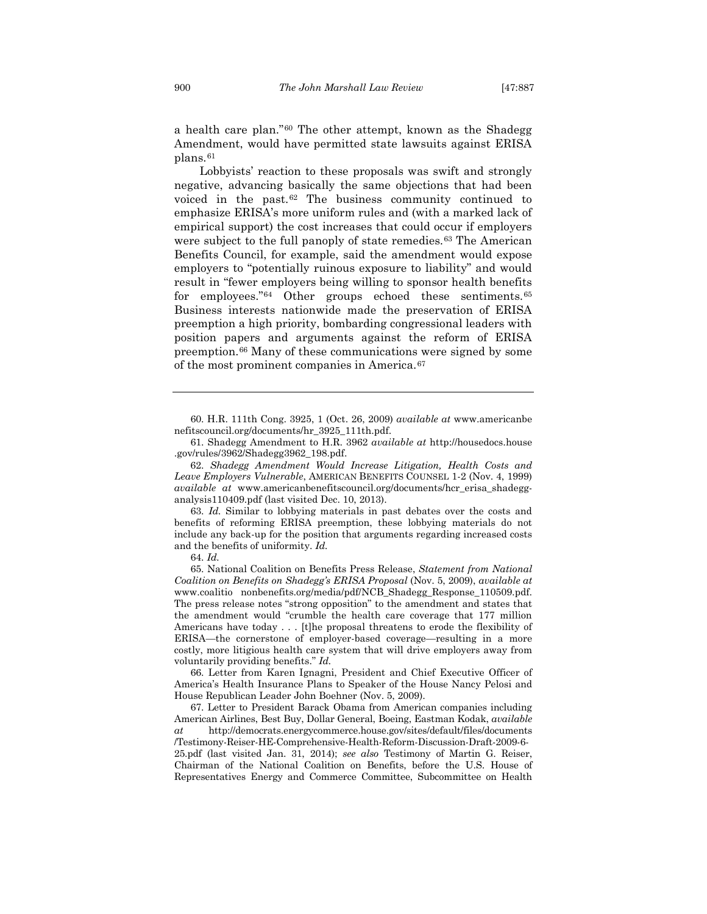a health care plan."[60] The other attempt, known as the Shadegg Amendment, would have permitted state lawsuits against ERISA plans.[61]

Lobbyists' reaction to these proposals was swift and strongly negative, advancing basically the same objections that had been voiced in the past.[62] The business community continued to emphasize ERISA's more uniform rules and (with a marked lack of empirical support) the cost increases that could occur if employers were subject to the full panoply of state remedies.[63] The American Benefits Council, for example, said the amendment would expose employers to "potentially ruinous exposure to liability" and would result in "fewer employers being willing to sponsor health benefits for employees."[64] Other groups echoed these sentiments.[65] Business interests nationwide made the preservation of ERISA preemption a high priority, bombarding congressional leaders with position papers and arguments against the reform of ERISA preemption.[66] Many of these communications were signed by some of the most prominent companies in America.[67]

---

60. H.R. 111th Cong. 3925, 1 (Oct. 26, 2009) *available at* www.americanbenefitscouncil.org/documents/hr_3925_111th.pdf.

61. Shadegg Amendment to H.R. 3962 *available at* http://housedocs.house.gov/rules/3962/Shadegg3962_198.pdf.

62. *Shadegg Amendment Would Increase Litigation, Health Costs and Leave Employers Vulnerable*, AMERICAN BENEFITS COUNSEL 1-2 (Nov. 4, 1999) *available at* www.americanbenefitscouncil.org/documents/hcr_erisa_shadegg-analysis110409.pdf (last visited Dec. 10, 2013).

63. *Id.* Similar to lobbying materials in past debates over the costs and benefits of reforming ERISA preemption, these lobbying materials do not include any back-up for the position that arguments regarding increased costs and the benefits of uniformity. *Id.*

64. *Id.*

65. National Coalition on Benefits Press Release, *Statement from National Coalition on Benefits on Shadegg's ERISA Proposal* (Nov. 5, 2009), *available at* www.coalitio nonbenefits.org/media/pdf/NCB_Shadegg_Response_110509.pdf. The press release notes "strong opposition" to the amendment and states that the amendment would "crumble the health care coverage that 177 million Americans have today . . . [t]he proposal threatens to erode the flexibility of ERISA—the cornerstone of employer-based coverage—resulting in a more costly, more litigious health care system that will drive employers away from voluntarily providing benefits." *Id.*

66. Letter from Karen Ignagni, President and Chief Executive Officer of America's Health Insurance Plans to Speaker of the House Nancy Pelosi and House Republican Leader John Boehner (Nov. 5, 2009).

67. Letter to President Barack Obama from American companies including American Airlines, Best Buy, Dollar General, Boeing, Eastman Kodak, *available at* http://democrats.energycommerce.house.gov/sites/default/files/documents/Testimony-Reiser-HE-Comprehensive-Health-Reform-Discussion-Draft-2009-6-25.pdf (last visited Jan. 31, 2014); *see also* Testimony of Martin G. Reiser, Chairman of the National Coalition on Benefits, before the U.S. House of Representatives Energy and Commerce Committee, Subcommittee on Health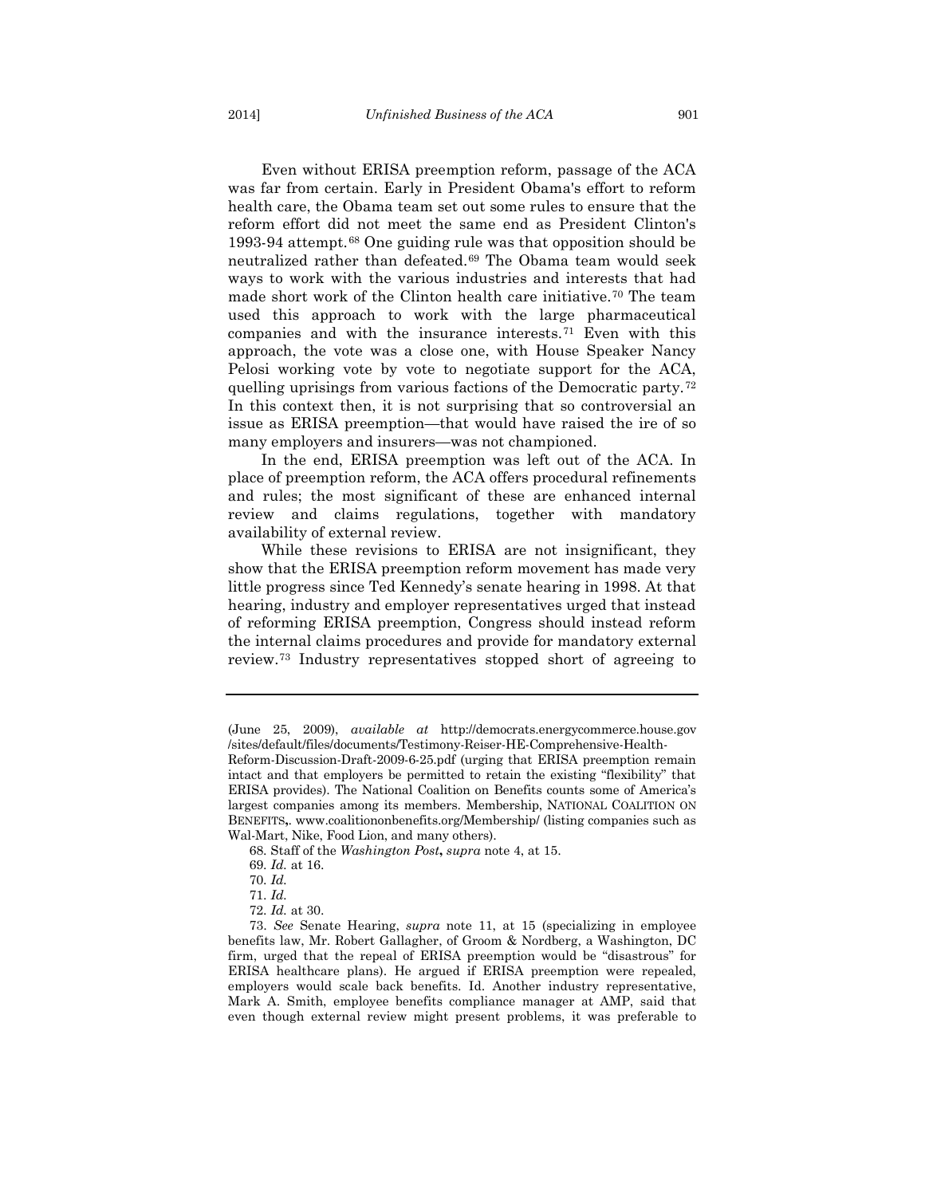Even without ERISA preemption reform, passage of the ACA was far from certain. Early in President Obama's effort to reform health care, the Obama team set out some rules to ensure that the reform effort did not meet the same end as President Clinton's 1993-94 attempt.[68] One guiding rule was that opposition should be neutralized rather than defeated.[69] The Obama team would seek ways to work with the various industries and interests that had made short work of the Clinton health care initiative.[70] The team used this approach to work with the large pharmaceutical companies and with the insurance interests.[71] Even with this approach, the vote was a close one, with House Speaker Nancy Pelosi working vote by vote to negotiate support for the ACA, quelling uprisings from various factions of the Democratic party.[72] In this context then, it is not surprising that so controversial an issue as ERISA preemption—that would have raised the ire of so many employers and insurers—was not championed.

In the end, ERISA preemption was left out of the ACA. In place of preemption reform, the ACA offers procedural refinements and rules; the most significant of these are enhanced internal review and claims regulations, together with mandatory availability of external review.

While these revisions to ERISA are not insignificant, they show that the ERISA preemption reform movement has made very little progress since Ted Kennedy's senate hearing in 1998. At that hearing, industry and employer representatives urged that instead of reforming ERISA preemption, Congress should instead reform the internal claims procedures and provide for mandatory external review.[73] Industry representatives stopped short of agreeing to

---

(June 25, 2009), *available at* http://democrats.energycommerce.house.gov /sites/default/files/documents/Testimony-Reiser-HE-Comprehensive-Health-Reform-Discussion-Draft-2009-6-25.pdf (urging that ERISA preemption remain intact and that employers be permitted to retain the existing "flexibility" that ERISA provides). The National Coalition on Benefits counts some of America's largest companies among its members. Membership, NATIONAL COALITION ON BENEFITS,. www.coalitiononbenefits.org/Membership/ (listing companies such as Wal-Mart, Nike, Food Lion, and many others).

68. Staff of the *Washington Post*, *supra* note 4, at 15.

69. *Id.* at 16.

70. *Id.*

71. *Id.*

72. *Id.* at 30.

73. *See* Senate Hearing, *supra* note 11, at 15 (specializing in employee benefits law, Mr. Robert Gallagher, of Groom & Nordberg, a Washington, DC firm, urged that the repeal of ERISA preemption would be "disastrous" for ERISA healthcare plans). He argued if ERISA preemption were repealed, employers would scale back benefits. Id. Another industry representative, Mark A. Smith, employee benefits compliance manager at AMP, said that even though external review might present problems, it was preferable to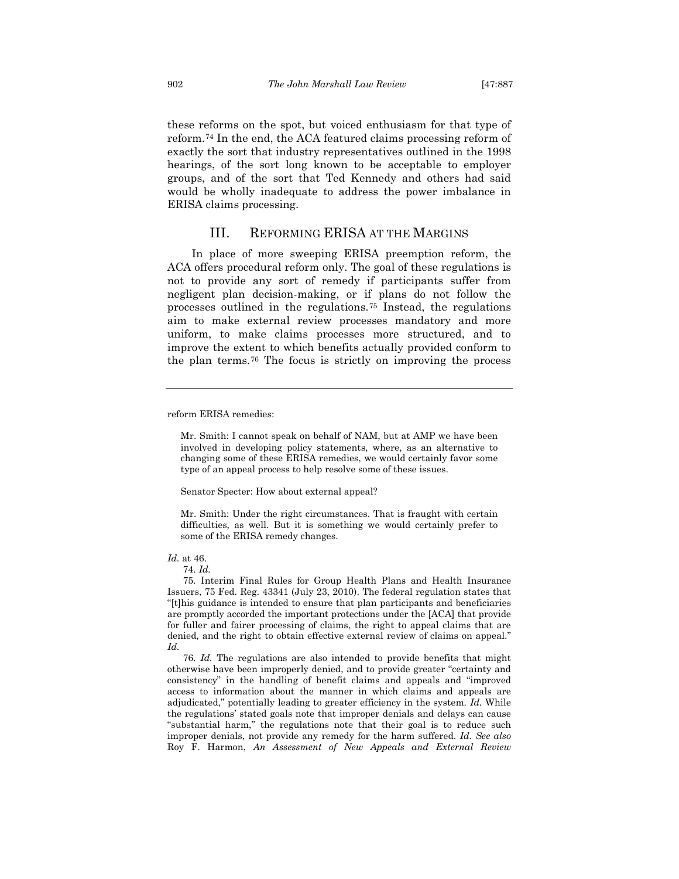these reforms on the spot, but voiced enthusiasm for that type of reform.[74] In the end, the ACA featured claims processing reform of exactly the sort that industry representatives outlined in the 1998 hearings, of the sort long known to be acceptable to employer groups, and of the sort that Ted Kennedy and others had said would be wholly inadequate to address the power imbalance in ERISA claims processing.

## III. REFORMING ERISA AT THE MARGINS

In place of more sweeping ERISA preemption reform, the ACA offers procedural reform only. The goal of these regulations is not to provide any sort of remedy if participants suffer from negligent plan decision-making, or if plans do not follow the processes outlined in the regulations.[75] Instead, the regulations aim to make external review processes mandatory and more uniform, to make claims processes more structured, and to improve the extent to which benefits actually provided conform to the plan terms.[76] The focus is strictly on improving the process

---

reform ERISA remedies:

> Mr. Smith: I cannot speak on behalf of NAM, but at AMP we have been involved in developing policy statements, where, as an alternative to changing some of these ERISA remedies, we would certainly favor some type of an appeal process to help resolve some of these issues.
>
> Senator Specter: How about external appeal?
>
> Mr. Smith: Under the right circumstances. That is fraught with certain difficulties, as well. But it is something we would certainly prefer to some of the ERISA remedy changes.

*Id*. at 46.

74. *Id.*

75. Interim Final Rules for Group Health Plans and Health Insurance Issuers, 75 Fed. Reg. 43341 (July 23, 2010). The federal regulation states that "[t]his guidance is intended to ensure that plan participants and beneficiaries are promptly accorded the important protections under the [ACA] that provide for fuller and fairer processing of claims, the right to appeal claims that are denied, and the right to obtain effective external review of claims on appeal." *Id.*

76. *Id.* The regulations are also intended to provide benefits that might otherwise have been improperly denied, and to provide greater "certainty and consistency" in the handling of benefit claims and appeals and "improved access to information about the manner in which claims and appeals are adjudicated," potentially leading to greater efficiency in the system. *Id.* While the regulations' stated goals note that improper denials and delays can cause "substantial harm," the regulations note that their goal is to reduce such improper denials, not provide any remedy for the harm suffered. *Id. See also* Roy F. Harmon, *An Assessment of New Appeals and External Review*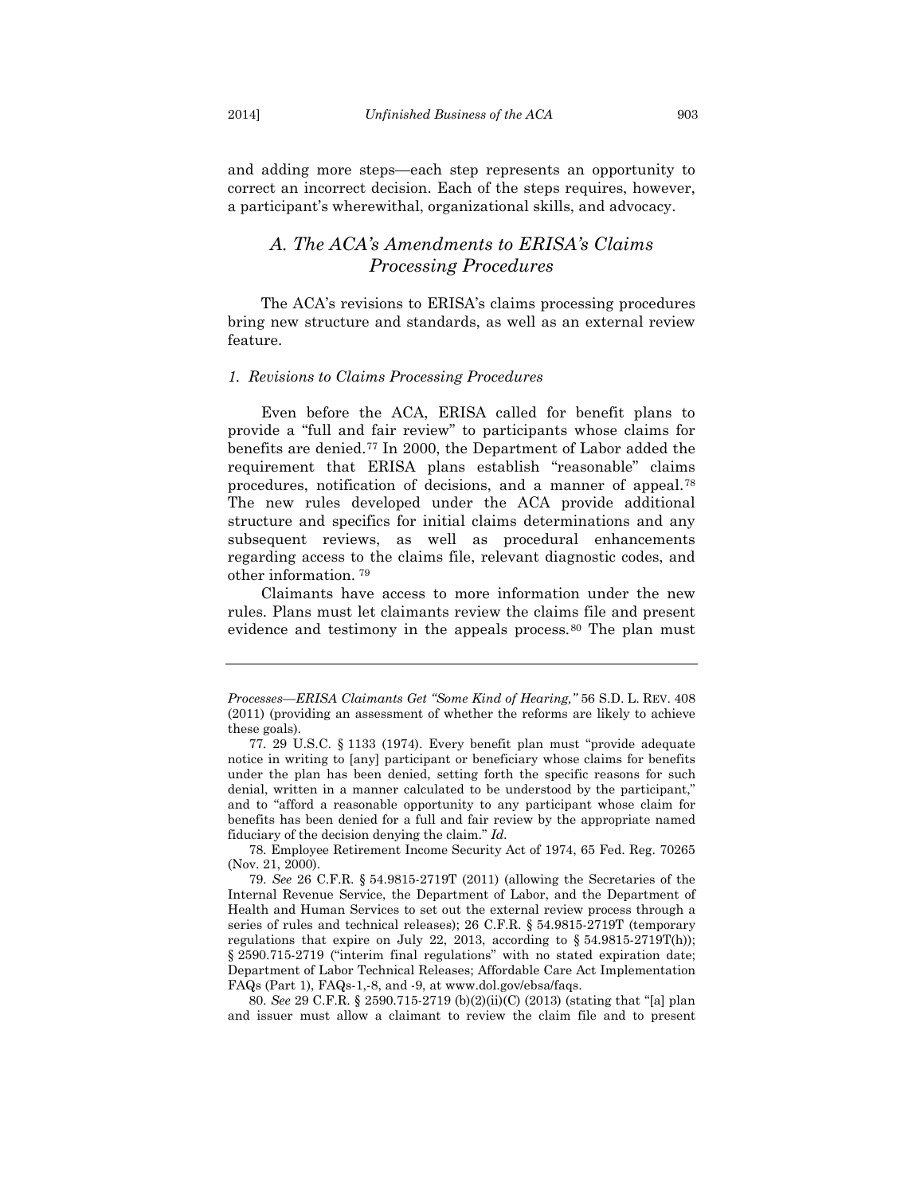and adding more steps—each step represents an opportunity to correct an incorrect decision. Each of the steps requires, however, a participant's wherewithal, organizational skills, and advocacy.

## *A. The ACA's Amendments to ERISA's Claims Processing Procedures*

The ACA's revisions to ERISA's claims processing procedures bring new structure and standards, as well as an external review feature.

### *1. Revisions to Claims Processing Procedures*

Even before the ACA, ERISA called for benefit plans to provide a "full and fair review" to participants whose claims for benefits are denied.[77] In 2000, the Department of Labor added the requirement that ERISA plans establish "reasonable" claims procedures, notification of decisions, and a manner of appeal.[78] The new rules developed under the ACA provide additional structure and specifics for initial claims determinations and any subsequent reviews, as well as procedural enhancements regarding access to the claims file, relevant diagnostic codes, and other information.[79]

Claimants have access to more information under the new rules. Plans must let claimants review the claims file and present evidence and testimony in the appeals process.[80] The plan must

---

*Processes—ERISA Claimants Get "Some Kind of Hearing,"* 56 S.D. L. REV. 408 (2011) (providing an assessment of whether the reforms are likely to achieve these goals).

77. 29 U.S.C. § 1133 (1974). Every benefit plan must "provide adequate notice in writing to [any] participant or beneficiary whose claims for benefits under the plan has been denied, setting forth the specific reasons for such denial, written in a manner calculated to be understood by the participant," and to "afford a reasonable opportunity to any participant whose claim for benefits has been denied for a full and fair review by the appropriate named fiduciary of the decision denying the claim." *Id.*

78. Employee Retirement Income Security Act of 1974, 65 Fed. Reg. 70265 (Nov. 21, 2000).

79. *See* 26 C.F.R. § 54.9815-2719T (2011) (allowing the Secretaries of the Internal Revenue Service, the Department of Labor, and the Department of Health and Human Services to set out the external review process through a series of rules and technical releases); 26 C.F.R. § 54.9815-2719T (temporary regulations that expire on July 22, 2013, according to § 54.9815-2719T(h)); § 2590.715-2719 ("interim final regulations" with no stated expiration date; Department of Labor Technical Releases; Affordable Care Act Implementation FAQs (Part 1), FAQs-1,-8, and -9, at www.dol.gov/ebsa/faqs.

80. *See* 29 C.F.R. § 2590.715-2719 (b)(2)(ii)(C) (2013) (stating that "[a] plan and issuer must allow a claimant to review the claim file and to present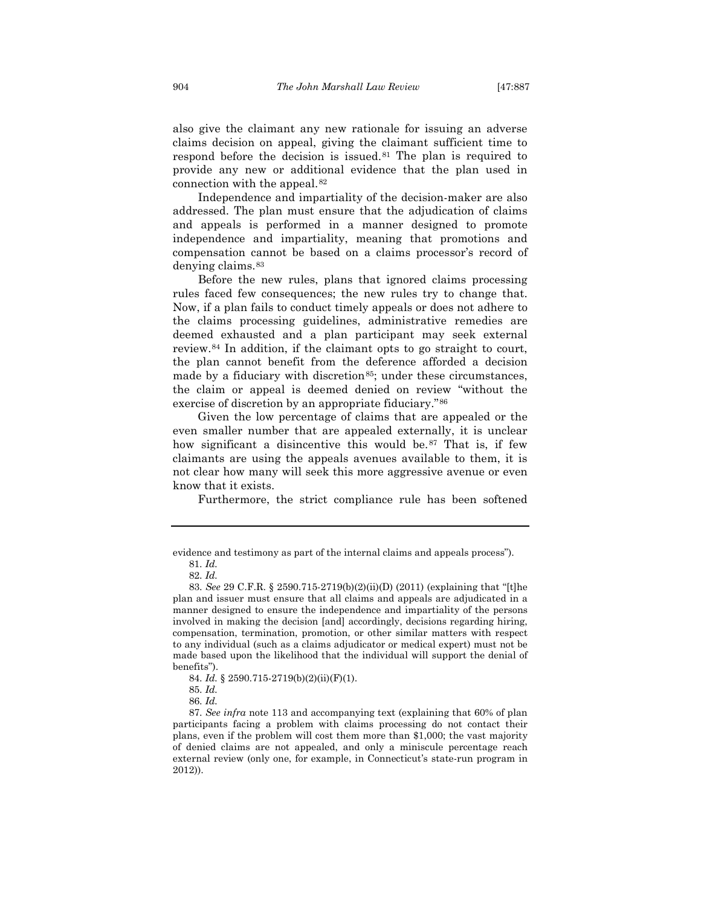also give the claimant any new rationale for issuing an adverse claims decision on appeal, giving the claimant sufficient time to respond before the decision is issued.[81] The plan is required to provide any new or additional evidence that the plan used in connection with the appeal.[82]

Independence and impartiality of the decision-maker are also addressed. The plan must ensure that the adjudication of claims and appeals is performed in a manner designed to promote independence and impartiality, meaning that promotions and compensation cannot be based on a claims processor's record of denying claims.[83]

Before the new rules, plans that ignored claims processing rules faced few consequences; the new rules try to change that. Now, if a plan fails to conduct timely appeals or does not adhere to the claims processing guidelines, administrative remedies are deemed exhausted and a plan participant may seek external review.[84] In addition, if the claimant opts to go straight to court, the plan cannot benefit from the deference afforded a decision made by a fiduciary with discretion[85]; under these circumstances, the claim or appeal is deemed denied on review "without the exercise of discretion by an appropriate fiduciary."[86]

Given the low percentage of claims that are appealed or the even smaller number that are appealed externally, it is unclear how significant a disincentive this would be.[87] That is, if few claimants are using the appeals avenues available to them, it is not clear how many will seek this more aggressive avenue or even know that it exists.

Furthermore, the strict compliance rule has been softened

---

evidence and testimony as part of the internal claims and appeals process").

81. *Id.*

82. *Id.*

83. *See* 29 C.F.R. § 2590.715-2719(b)(2)(ii)(D) (2011) (explaining that "[t]he plan and issuer must ensure that all claims and appeals are adjudicated in a manner designed to ensure the independence and impartiality of the persons involved in making the decision [and] accordingly, decisions regarding hiring, compensation, termination, promotion, or other similar matters with respect to any individual (such as a claims adjudicator or medical expert) must not be made based upon the likelihood that the individual will support the denial of benefits").

84. *Id.* § 2590.715-2719(b)(2)(ii)(F)(1).

85. *Id.*

86. *Id.*

87. *See infra* note 113 and accompanying text (explaining that 60% of plan participants facing a problem with claims processing do not contact their plans, even if the problem will cost them more than $1,000; the vast majority of denied claims are not appealed, and only a miniscule percentage reach external review (only one, for example, in Connecticut's state-run program in 2012)).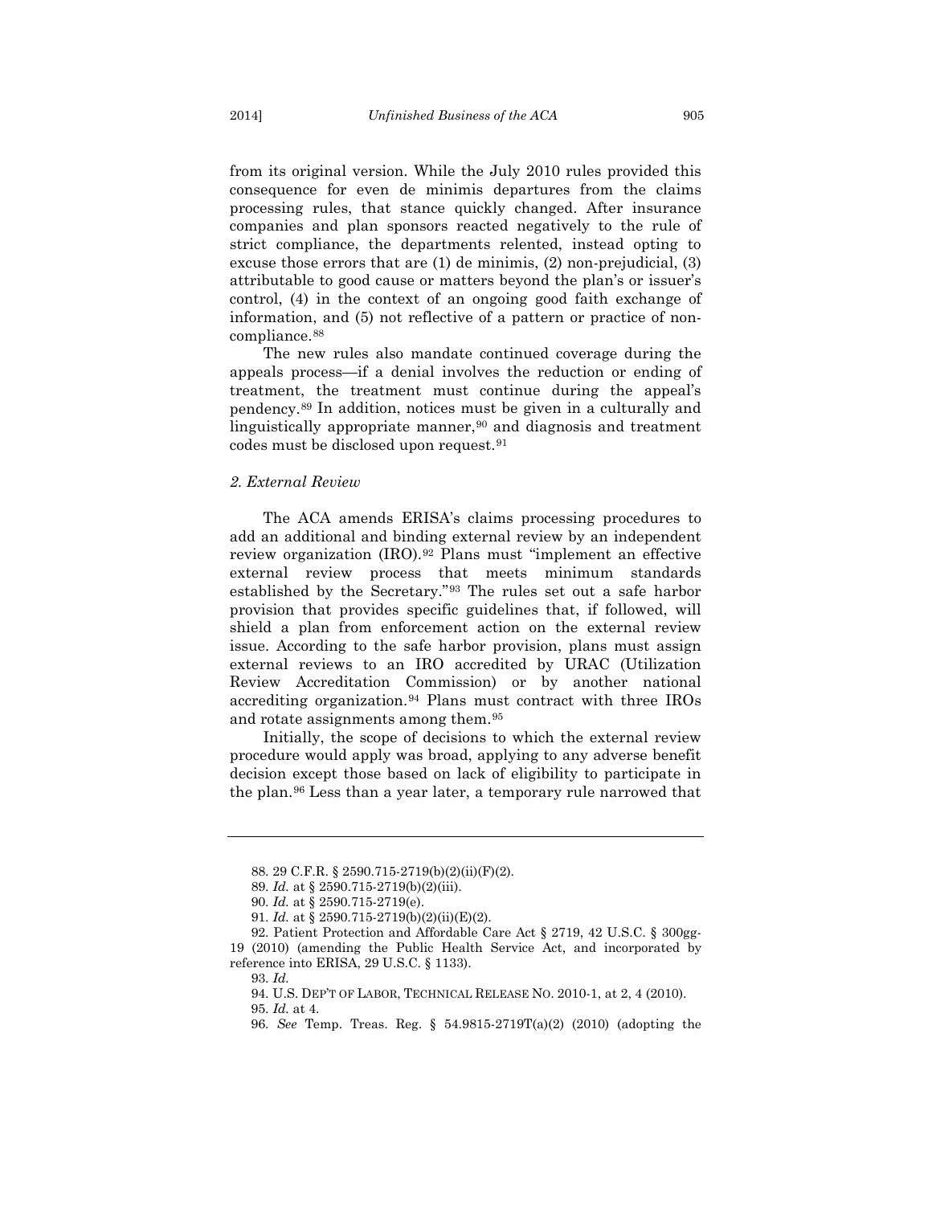from its original version. While the July 2010 rules provided this consequence for even de minimis departures from the claims processing rules, that stance quickly changed. After insurance companies and plan sponsors reacted negatively to the rule of strict compliance, the departments relented, instead opting to excuse those errors that are (1) de minimis, (2) non-prejudicial, (3) attributable to good cause or matters beyond the plan's or issuer's control, (4) in the context of an ongoing good faith exchange of information, and (5) not reflective of a pattern or practice of non-compliance.[88]

The new rules also mandate continued coverage during the appeals process—if a denial involves the reduction or ending of treatment, the treatment must continue during the appeal's pendency.[89] In addition, notices must be given in a culturally and linguistically appropriate manner,[90] and diagnosis and treatment codes must be disclosed upon request.[91]

### *2. External Review*

The ACA amends ERISA's claims processing procedures to add an additional and binding external review by an independent review organization (IRO).[92] Plans must "implement an effective external review process that meets minimum standards established by the Secretary."[93] The rules set out a safe harbor provision that provides specific guidelines that, if followed, will shield a plan from enforcement action on the external review issue. According to the safe harbor provision, plans must assign external reviews to an IRO accredited by URAC (Utilization Review Accreditation Commission) or by another national accrediting organization.[94] Plans must contract with three IROs and rotate assignments among them.[95]

Initially, the scope of decisions to which the external review procedure would apply was broad, applying to any adverse benefit decision except those based on lack of eligibility to participate in the plan.[96] Less than a year later, a temporary rule narrowed that

---

88. 29 C.F.R. § 2590.715-2719(b)(2)(ii)(F)(2).

89. *Id.* at § 2590.715-2719(b)(2)(iii).

90. *Id.* at § 2590.715-2719(e).

91. *Id.* at § 2590.715-2719(b)(2)(ii)(E)(2).

92. Patient Protection and Affordable Care Act § 2719, 42 U.S.C. § 300gg-19 (2010) (amending the Public Health Service Act, and incorporated by reference into ERISA, 29 U.S.C. § 1133).

93. *Id.*

94. U.S. DEP'T OF LABOR, TECHNICAL RELEASE NO. 2010-1, at 2, 4 (2010).

95. *Id.* at 4.

96. *See* Temp. Treas. Reg. § 54.9815-2719T(a)(2) (2010) (adopting the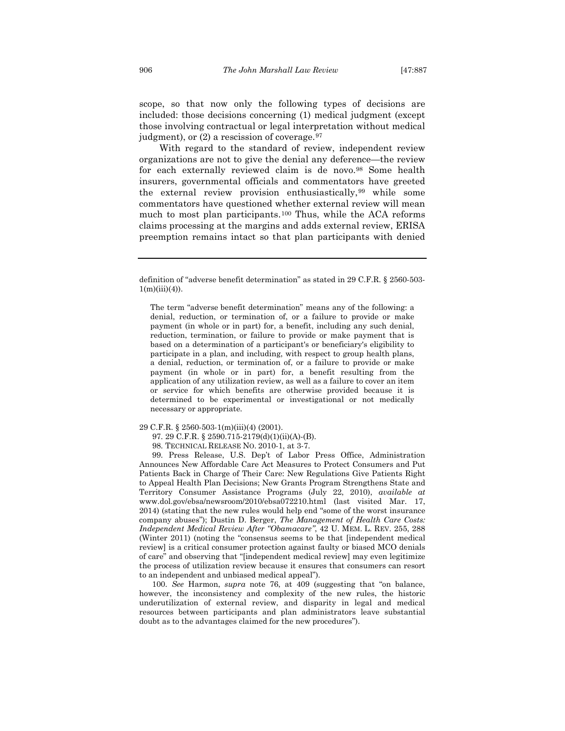scope, so that now only the following types of decisions are included: those decisions concerning (1) medical judgment (except those involving contractual or legal interpretation without medical judgment), or (2) a rescission of coverage.[97]

With regard to the standard of review, independent review organizations are not to give the denial any deference—the review for each externally reviewed claim is de novo.[98] Some health insurers, governmental officials and commentators have greeted the external review provision enthusiastically,[99] while some commentators have questioned whether external review will mean much to most plan participants.[100] Thus, while the ACA reforms claims processing at the margins and adds external review, ERISA preemption remains intact so that plan participants with denied

---

definition of "adverse benefit determination" as stated in 29 C.F.R. § 2560-503-1(m)(iii)(4)).

> The term "adverse benefit determination" means any of the following: a denial, reduction, or termination of, or a failure to provide or make payment (in whole or in part) for, a benefit, including any such denial, reduction, termination, or failure to provide or make payment that is based on a determination of a participant's or beneficiary's eligibility to participate in a plan, and including, with respect to group health plans, a denial, reduction, or termination of, or a failure to provide or make payment (in whole or in part) for, a benefit resulting from the application of any utilization review, as well as a failure to cover an item or service for which benefits are otherwise provided because it is determined to be experimental or investigational or not medically necessary or appropriate.

29 C.F.R. § 2560-503-1(m)(iii)(4) (2001).

97. 29 C.F.R. § 2590.715-2179(d)(1)(ii)(A)-(B).

98. TECHNICAL RELEASE NO. 2010-1, at 3-7.

99. Press Release, U.S. Dep't of Labor Press Office, Administration Announces New Affordable Care Act Measures to Protect Consumers and Put Patients Back in Charge of Their Care: New Regulations Give Patients Right to Appeal Health Plan Decisions; New Grants Program Strengthens State and Territory Consumer Assistance Programs (July 22, 2010), *available at* www.dol.gov/ebsa/newsroom/2010/ebsa072210.html (last visited Mar. 17, 2014) (stating that the new rules would help end "some of the worst insurance company abuses"); Dustin D. Berger, *The Management of Health Care Costs: Independent Medical Review After "Obamacare"*, 42 U. MEM. L. REV. 255, 288 (Winter 2011) (noting the "consensus seems to be that [independent medical review] is a critical consumer protection against faulty or biased MCO denials of care" and observing that "[independent medical review] may even legitimize the process of utilization review because it ensures that consumers can resort to an independent and unbiased medical appeal").

100. *See* Harmon, *supra* note 76, at 409 (suggesting that "on balance, however, the inconsistency and complexity of the new rules, the historic underutilization of external review, and disparity in legal and medical resources between participants and plan administrators leave substantial doubt as to the advantages claimed for the new procedures").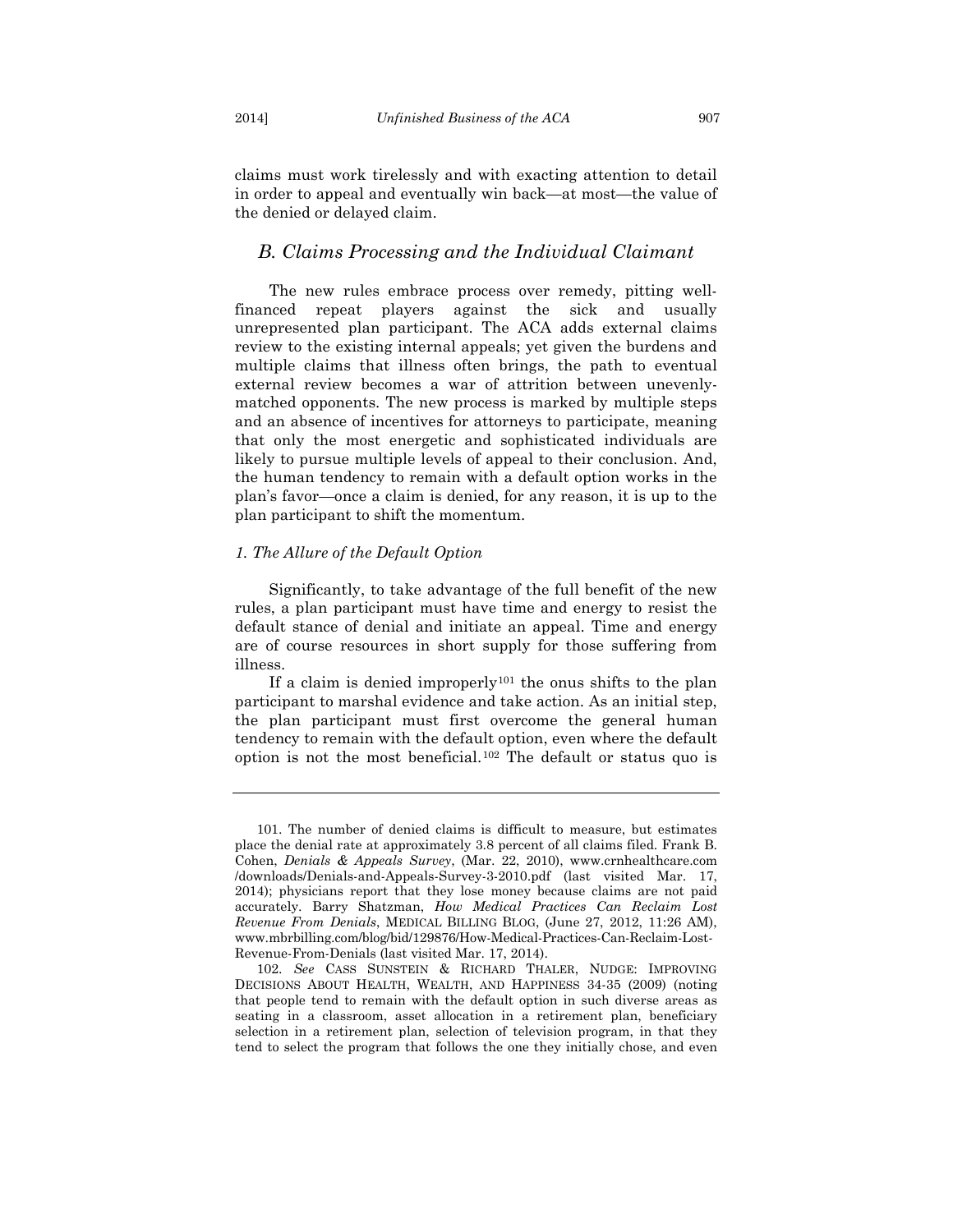claims must work tirelessly and with exacting attention to detail in order to appeal and eventually win back—at most—the value of the denied or delayed claim.

## *B. Claims Processing and the Individual Claimant*

The new rules embrace process over remedy, pitting well-financed repeat players against the sick and usually unrepresented plan participant. The ACA adds external claims review to the existing internal appeals; yet given the burdens and multiple claims that illness often brings, the path to eventual external review becomes a war of attrition between unevenly-matched opponents. The new process is marked by multiple steps and an absence of incentives for attorneys to participate, meaning that only the most energetic and sophisticated individuals are likely to pursue multiple levels of appeal to their conclusion. And, the human tendency to remain with a default option works in the plan's favor—once a claim is denied, for any reason, it is up to the plan participant to shift the momentum.

### *1. The Allure of the Default Option*

Significantly, to take advantage of the full benefit of the new rules, a plan participant must have time and energy to resist the default stance of denial and initiate an appeal. Time and energy are of course resources in short supply for those suffering from illness.

If a claim is denied improperly[101] the onus shifts to the plan participant to marshal evidence and take action. As an initial step, the plan participant must first overcome the general human tendency to remain with the default option, even where the default option is not the most beneficial.[102] The default or status quo is

---

101. The number of denied claims is difficult to measure, but estimates place the denial rate at approximately 3.8 percent of all claims filed. Frank B. Cohen, *Denials & Appeals Survey*, (Mar. 22, 2010), www.crnhealthcare.com /downloads/Denials-and-Appeals-Survey-3-2010.pdf (last visited Mar. 17, 2014); physicians report that they lose money because claims are not paid accurately. Barry Shatzman, *How Medical Practices Can Reclaim Lost Revenue From Denials*, MEDICAL BILLING BLOG, (June 27, 2012, 11:26 AM), www.mbrbilling.com/blog/bid/129876/How-Medical-Practices-Can-Reclaim-Lost-Revenue-From-Denials (last visited Mar. 17, 2014).

102. *See* CASS SUNSTEIN & RICHARD THALER, NUDGE: IMPROVING DECISIONS ABOUT HEALTH, WEALTH, AND HAPPINESS 34-35 (2009) (noting that people tend to remain with the default option in such diverse areas as seating in a classroom, asset allocation in a retirement plan, beneficiary selection in a retirement plan, selection of television program, in that they tend to select the program that follows the one they initially chose, and even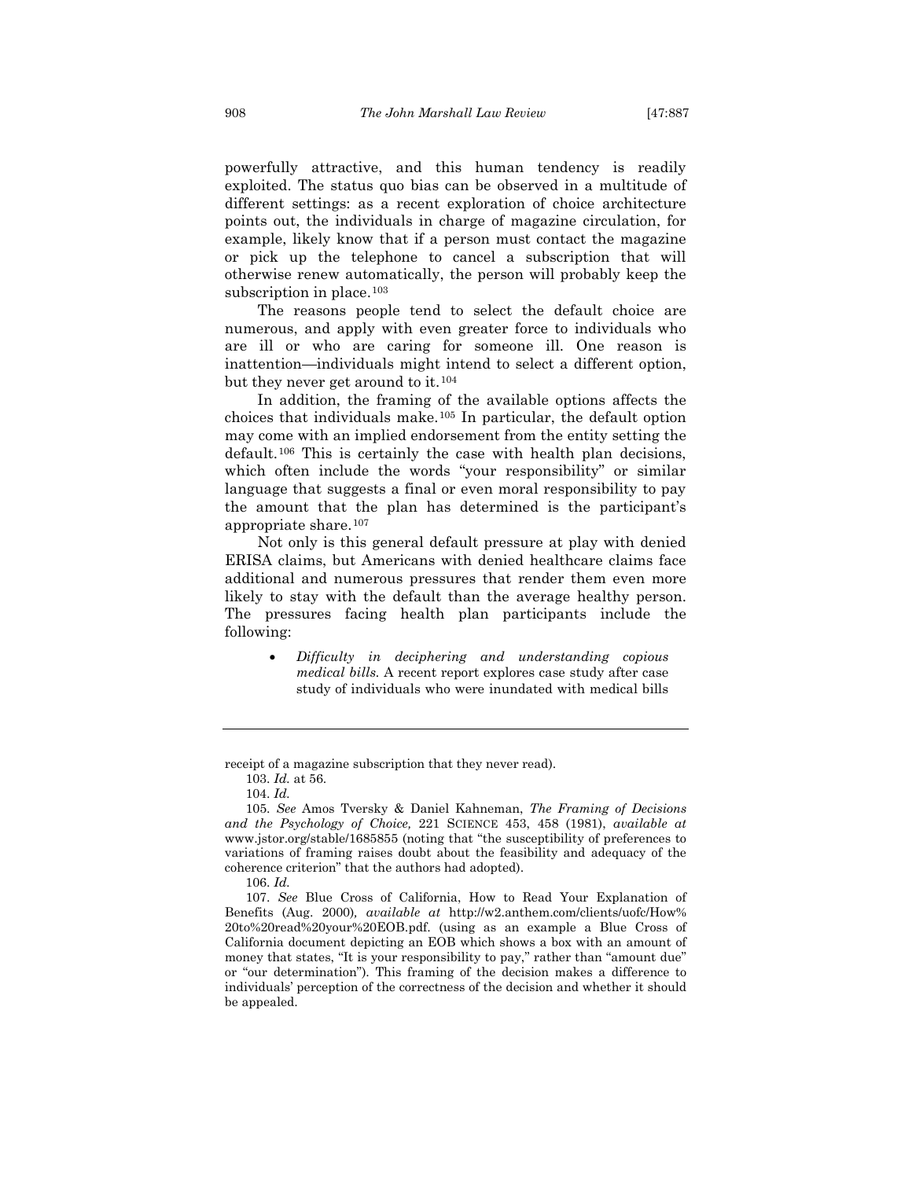powerfully attractive, and this human tendency is readily exploited. The status quo bias can be observed in a multitude of different settings: as a recent exploration of choice architecture points out, the individuals in charge of magazine circulation, for example, likely know that if a person must contact the magazine or pick up the telephone to cancel a subscription that will otherwise renew automatically, the person will probably keep the subscription in place.[103]

The reasons people tend to select the default choice are numerous, and apply with even greater force to individuals who are ill or who are caring for someone ill. One reason is inattention—individuals might intend to select a different option, but they never get around to it.[104]

In addition, the framing of the available options affects the choices that individuals make.[105] In particular, the default option may come with an implied endorsement from the entity setting the default.[106] This is certainly the case with health plan decisions, which often include the words "your responsibility" or similar language that suggests a final or even moral responsibility to pay the amount that the plan has determined is the participant's appropriate share.[107]

Not only is this general default pressure at play with denied ERISA claims, but Americans with denied healthcare claims face additional and numerous pressures that render them even more likely to stay with the default than the average healthy person. The pressures facing health plan participants include the following:

- *Difficulty in deciphering and understanding copious medical bills.* A recent report explores case study after case study of individuals who were inundated with medical bills

---

receipt of a magazine subscription that they never read).

103. *Id.* at 56.

104. *Id.*

105. *See* Amos Tversky & Daniel Kahneman, *The Framing of Decisions and the Psychology of Choice,* 221 SCIENCE 453, 458 (1981), *available at* www.jstor.org/stable/1685855 (noting that "the susceptibility of preferences to variations of framing raises doubt about the feasibility and adequacy of the coherence criterion" that the authors had adopted).

106. *Id.*

107. *See* Blue Cross of California, How to Read Your Explanation of Benefits (Aug. 2000)*, available at* http://w2.anthem.com/clients/uofc/How%20to%20read%20your%20EOB.pdf. (using as an example a Blue Cross of California document depicting an EOB which shows a box with an amount of money that states, "It is your responsibility to pay," rather than "amount due" or "our determination"). This framing of the decision makes a difference to individuals' perception of the correctness of the decision and whether it should be appealed.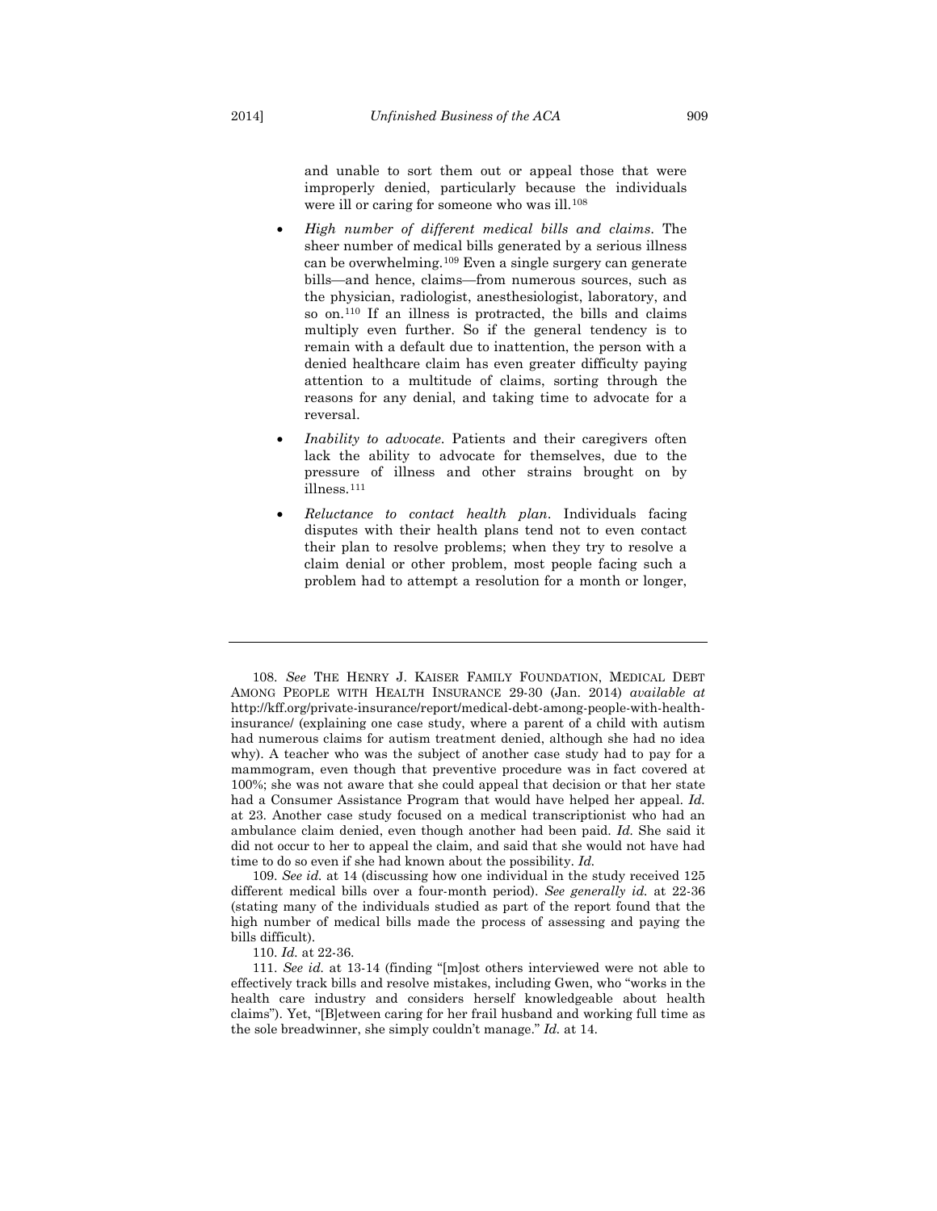and unable to sort them out or appeal those that were improperly denied, particularly because the individuals were ill or caring for someone who was ill.[108]

- *High number of different medical bills and claims*. The sheer number of medical bills generated by a serious illness can be overwhelming.[109] Even a single surgery can generate bills—and hence, claims—from numerous sources, such as the physician, radiologist, anesthesiologist, laboratory, and so on.[110] If an illness is protracted, the bills and claims multiply even further. So if the general tendency is to remain with a default due to inattention, the person with a denied healthcare claim has even greater difficulty paying attention to a multitude of claims, sorting through the reasons for any denial, and taking time to advocate for a reversal.

- *Inability to advocate*. Patients and their caregivers often lack the ability to advocate for themselves, due to the pressure of illness and other strains brought on by illness.[111]

- *Reluctance to contact health plan*. Individuals facing disputes with their health plans tend not to even contact their plan to resolve problems; when they try to resolve a claim denial or other problem, most people facing such a problem had to attempt a resolution for a month or longer,

---

108. *See* THE HENRY J. KAISER FAMILY FOUNDATION, MEDICAL DEBT AMONG PEOPLE WITH HEALTH INSURANCE 29-30 (Jan. 2014) *available at* http://kff.org/private-insurance/report/medical-debt-among-people-with-health-insurance/ (explaining one case study, where a parent of a child with autism had numerous claims for autism treatment denied, although she had no idea why). A teacher who was the subject of another case study had to pay for a mammogram, even though that preventive procedure was in fact covered at 100%; she was not aware that she could appeal that decision or that her state had a Consumer Assistance Program that would have helped her appeal. *Id.* at 23. Another case study focused on a medical transcriptionist who had an ambulance claim denied, even though another had been paid. *Id.* She said it did not occur to her to appeal the claim, and said that she would not have had time to do so even if she had known about the possibility. *Id.*

109. *See id.* at 14 (discussing how one individual in the study received 125 different medical bills over a four-month period). *See generally id.* at 22-36 (stating many of the individuals studied as part of the report found that the high number of medical bills made the process of assessing and paying the bills difficult).

110. *Id.* at 22-36.

111. *See id.* at 13-14 (finding "[m]ost others interviewed were not able to effectively track bills and resolve mistakes, including Gwen, who "works in the health care industry and considers herself knowledgeable about health claims"). Yet, "[B]etween caring for her frail husband and working full time as the sole breadwinner, she simply couldn't manage." *Id.* at 14.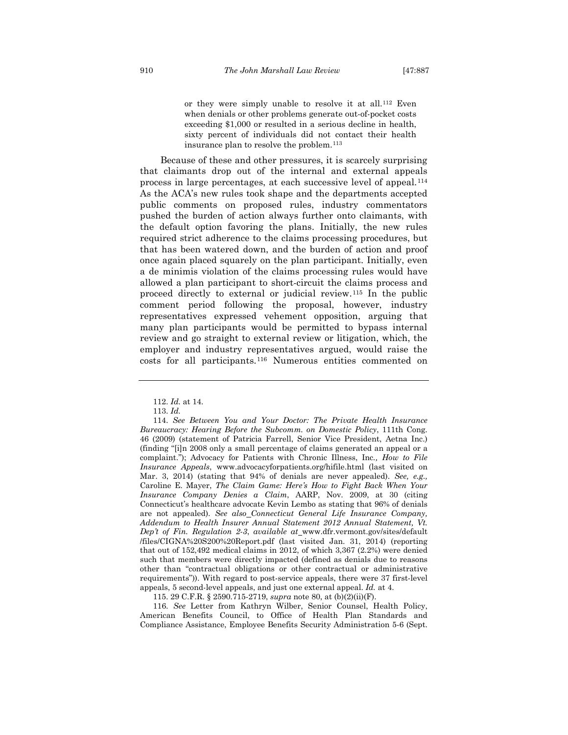> or they were simply unable to resolve it at all.[112] Even when denials or other problems generate out-of-pocket costs exceeding $1,000 or resulted in a serious decline in health, sixty percent of individuals did not contact their health insurance plan to resolve the problem.[113]

Because of these and other pressures, it is scarcely surprising that claimants drop out of the internal and external appeals process in large percentages, at each successive level of appeal.[114] As the ACA's new rules took shape and the departments accepted public comments on proposed rules, industry commentators pushed the burden of action always further onto claimants, with the default option favoring the plans. Initially, the new rules required strict adherence to the claims processing procedures, but that has been watered down, and the burden of action and proof once again placed squarely on the plan participant. Initially, even a de minimis violation of the claims processing rules would have allowed a plan participant to short-circuit the claims process and proceed directly to external or judicial review.[115] In the public comment period following the proposal, however, industry representatives expressed vehement opposition, arguing that many plan participants would be permitted to bypass internal review and go straight to external review or litigation, which, the employer and industry representatives argued, would raise the costs for all participants.[116] Numerous entities commented on

---

112. *Id.* at 14.

113. *Id.*

114. *See Between You and Your Doctor: The Private Health Insurance Bureaucracy: Hearing Before the Subcomm. on Domestic Policy*, 111th Cong. 46 (2009) (statement of Patricia Farrell, Senior Vice President, Aetna Inc.) (finding "[i]n 2008 only a small percentage of claims generated an appeal or a complaint."); Advocacy for Patients with Chronic Illness, Inc., *How to File Insurance Appeals*, www.advocacyforpatients.org/hifile.html (last visited on Mar. 3, 2014) (stating that 94% of denials are never appealed). *See, e.g.,* Caroline E. Mayer, *The Claim Game: Here's How to Fight Back When Your Insurance Company Denies a Claim*, AARP, Nov. 2009, at 30 (citing Connecticut's healthcare advocate Kevin Lembo as stating that 96% of denials are not appealed). *See also Connecticut General Life Insurance Company, Addendum to Health Insurer Annual Statement 2012 Annual Statement, Vt. Dep't of Fin. Regulation 2-3*, *available at* www.dfr.vermont.gov/sites/default/files/CIGNA%20S200%20Report.pdf (last visited Jan. 31, 2014) (reporting that out of 152,492 medical claims in 2012, of which 3,367 (2.2%) were denied such that members were directly impacted (defined as denials due to reasons other than "contractual obligations or other contractual or administrative requirements")). With regard to post-service appeals, there were 37 first-level appeals, 5 second-level appeals, and just one external appeal. *Id.* at 4.

115. 29 C.F.R. § 2590.715-2719, *supra* note 80, at (b)(2)(ii)(F).

116. *See* Letter from Kathryn Wilber, Senior Counsel, Health Policy, American Benefits Council, to Office of Health Plan Standards and Compliance Assistance, Employee Benefits Security Administration 5-6 (Sept.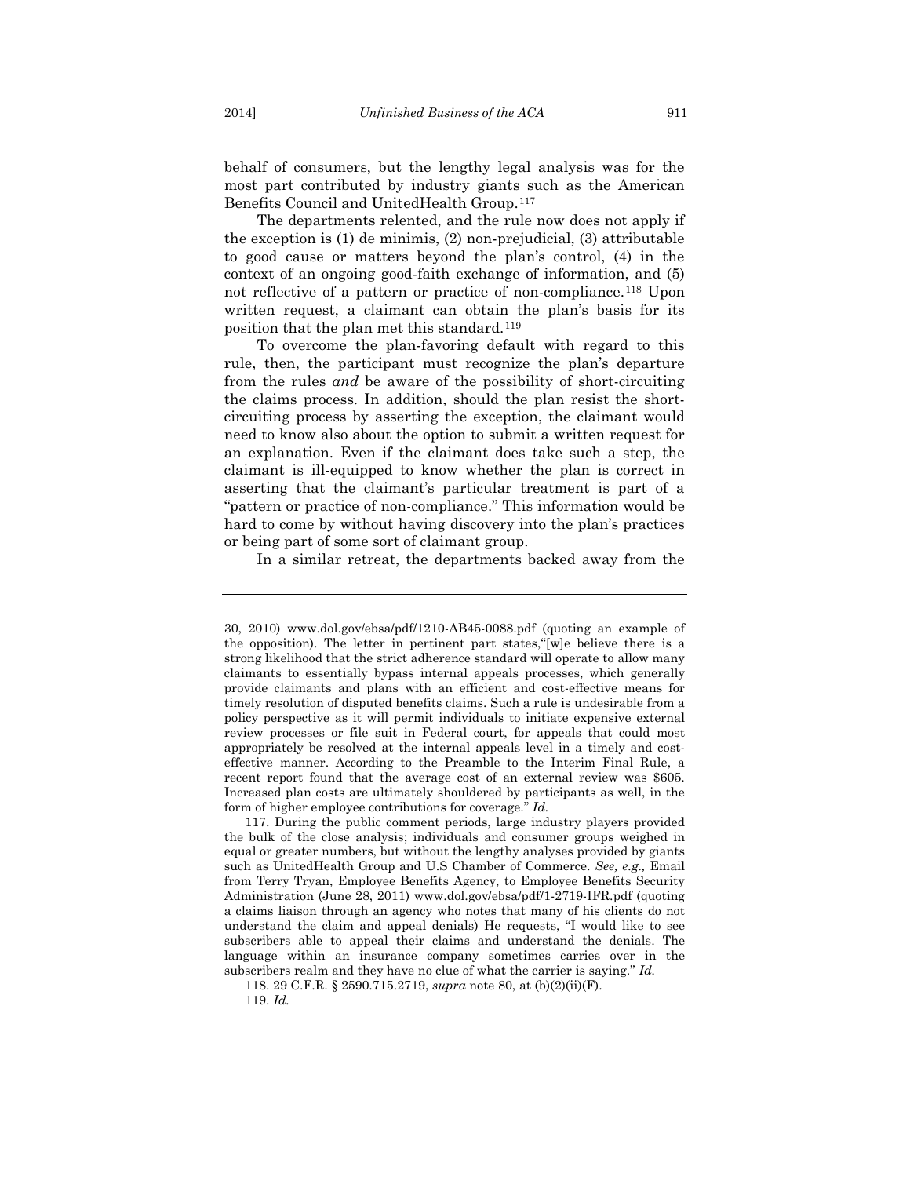behalf of consumers, but the lengthy legal analysis was for the most part contributed by industry giants such as the American Benefits Council and UnitedHealth Group.[117]

The departments relented, and the rule now does not apply if the exception is (1) de minimis, (2) non-prejudicial, (3) attributable to good cause or matters beyond the plan's control, (4) in the context of an ongoing good-faith exchange of information, and (5) not reflective of a pattern or practice of non-compliance.[118] Upon written request, a claimant can obtain the plan's basis for its position that the plan met this standard.[119]

To overcome the plan-favoring default with regard to this rule, then, the participant must recognize the plan's departure from the rules *and* be aware of the possibility of short-circuiting the claims process. In addition, should the plan resist the short-circuiting process by asserting the exception, the claimant would need to know also about the option to submit a written request for an explanation. Even if the claimant does take such a step, the claimant is ill-equipped to know whether the plan is correct in asserting that the claimant's particular treatment is part of a "pattern or practice of non-compliance." This information would be hard to come by without having discovery into the plan's practices or being part of some sort of claimant group.

In a similar retreat, the departments backed away from the

---

30, 2010) www.dol.gov/ebsa/pdf/1210-AB45-0088.pdf (quoting an example of the opposition). The letter in pertinent part states,"[w]e believe there is a strong likelihood that the strict adherence standard will operate to allow many claimants to essentially bypass internal appeals processes, which generally provide claimants and plans with an efficient and cost-effective means for timely resolution of disputed benefits claims. Such a rule is undesirable from a policy perspective as it will permit individuals to initiate expensive external review processes or file suit in Federal court, for appeals that could most appropriately be resolved at the internal appeals level in a timely and cost-effective manner. According to the Preamble to the Interim Final Rule, a recent report found that the average cost of an external review was $605. Increased plan costs are ultimately shouldered by participants as well, in the form of higher employee contributions for coverage." *Id.*

117. During the public comment periods, large industry players provided the bulk of the close analysis; individuals and consumer groups weighed in equal or greater numbers, but without the lengthy analyses provided by giants such as UnitedHealth Group and U.S Chamber of Commerce. *See, e.g.,* Email from Terry Tryan, Employee Benefits Agency, to Employee Benefits Security Administration (June 28, 2011) www.dol.gov/ebsa/pdf/1-2719-IFR.pdf (quoting a claims liaison through an agency who notes that many of his clients do not understand the claim and appeal denials) He requests, "I would like to see subscribers able to appeal their claims and understand the denials. The language within an insurance company sometimes carries over in the subscribers realm and they have no clue of what the carrier is saying." *Id.*

118. 29 C.F.R. § 2590.715.2719, *supra* note 80, at (b)(2)(ii)(F).

119. *Id.*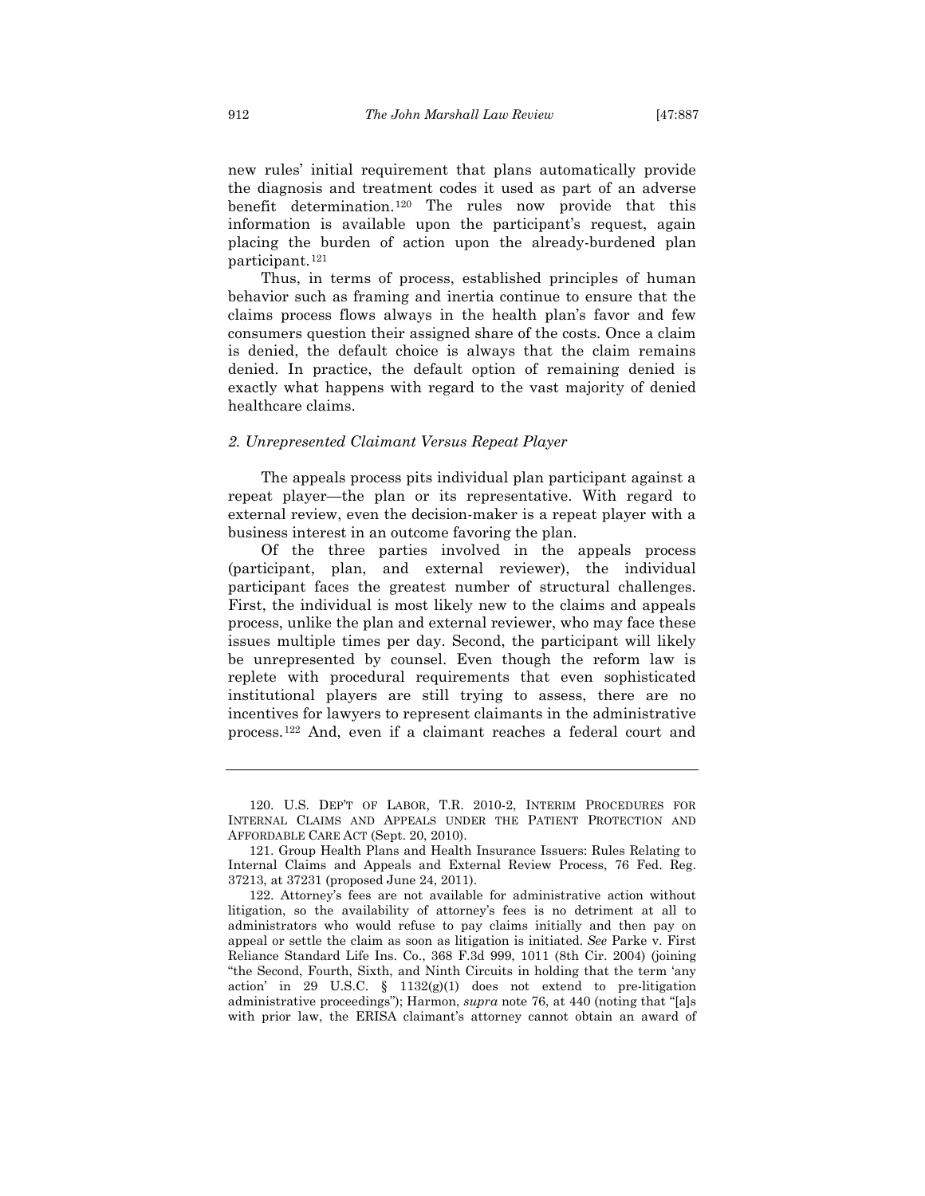new rules' initial requirement that plans automatically provide the diagnosis and treatment codes it used as part of an adverse benefit determination.[120] The rules now provide that this information is available upon the participant's request, again placing the burden of action upon the already-burdened plan participant.[121]

Thus, in terms of process, established principles of human behavior such as framing and inertia continue to ensure that the claims process flows always in the health plan's favor and few consumers question their assigned share of the costs. Once a claim is denied, the default choice is always that the claim remains denied. In practice, the default option of remaining denied is exactly what happens with regard to the vast majority of denied healthcare claims.

### *2. Unrepresented Claimant Versus Repeat Player*

The appeals process pits individual plan participant against a repeat player—the plan or its representative. With regard to external review, even the decision-maker is a repeat player with a business interest in an outcome favoring the plan.

Of the three parties involved in the appeals process (participant, plan, and external reviewer), the individual participant faces the greatest number of structural challenges. First, the individual is most likely new to the claims and appeals process, unlike the plan and external reviewer, who may face these issues multiple times per day. Second, the participant will likely be unrepresented by counsel. Even though the reform law is replete with procedural requirements that even sophisticated institutional players are still trying to assess, there are no incentives for lawyers to represent claimants in the administrative process.[122] And, even if a claimant reaches a federal court and

---

120. U.S. DEP'T OF LABOR, T.R. 2010-2, INTERIM PROCEDURES FOR INTERNAL CLAIMS AND APPEALS UNDER THE PATIENT PROTECTION AND AFFORDABLE CARE ACT (Sept. 20, 2010).

121. Group Health Plans and Health Insurance Issuers: Rules Relating to Internal Claims and Appeals and External Review Process, 76 Fed. Reg. 37213, at 37231 (proposed June 24, 2011).

122. Attorney's fees are not available for administrative action without litigation, so the availability of attorney's fees is no detriment at all to administrators who would refuse to pay claims initially and then pay on appeal or settle the claim as soon as litigation is initiated. *See* Parke v. First Reliance Standard Life Ins. Co., 368 F.3d 999, 1011 (8th Cir. 2004) (joining "the Second, Fourth, Sixth, and Ninth Circuits in holding that the term 'any action' in 29 U.S.C. § 1132(g)(1) does not extend to pre-litigation administrative proceedings"); Harmon, *supra* note 76, at 440 (noting that "[a]s with prior law, the ERISA claimant's attorney cannot obtain an award of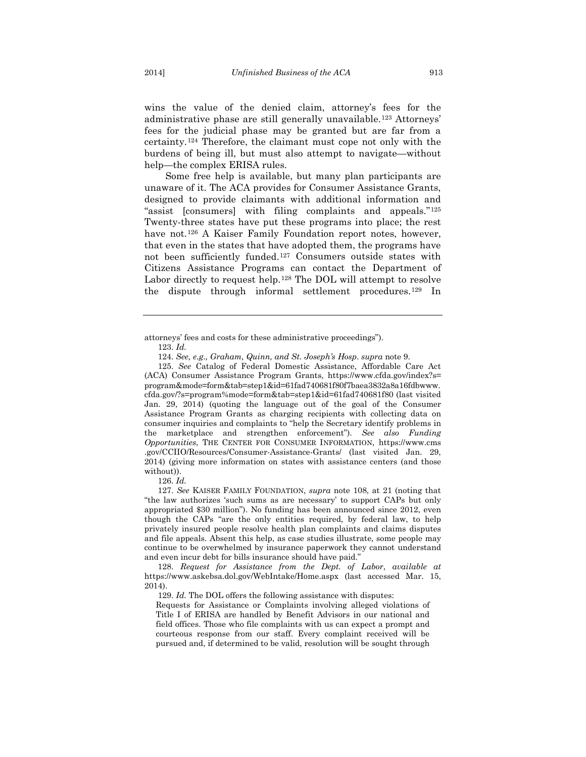wins the value of the denied claim, attorney's fees for the administrative phase are still generally unavailable.[123] Attorneys' fees for the judicial phase may be granted but are far from a certainty.[124] Therefore, the claimant must cope not only with the burdens of being ill, but must also attempt to navigate—without help—the complex ERISA rules.

Some free help is available, but many plan participants are unaware of it. The ACA provides for Consumer Assistance Grants, designed to provide claimants with additional information and "assist [consumers] with filing complaints and appeals."[125] Twenty-three states have put these programs into place; the rest have not.[126] A Kaiser Family Foundation report notes, however, that even in the states that have adopted them, the programs have not been sufficiently funded.[127] Consumers outside states with Citizens Assistance Programs can contact the Department of Labor directly to request help.[128] The DOL will attempt to resolve the dispute through informal settlement procedures.[129] In

---

attorneys' fees and costs for these administrative proceedings").

123. *Id.*

124. *See, e.g., Graham, Quinn, and St. Joseph's Hosp*. *supra* note 9.

125. *See* Catalog of Federal Domestic Assistance, Affordable Care Act (ACA) Consumer Assistance Program Grants, https://www.cfda.gov/index?s=program&mode=form&tab=step1&id=61fad740681f80f7baea3832a8a16fdbwww.cfda.gov/?s=program%mode=form&tab=step1&id=61fad740681f80 (last visited Jan. 29, 2014) (quoting the language out of the goal of the Consumer Assistance Program Grants as charging recipients with collecting data on consumer inquiries and complaints to "help the Secretary identify problems in the marketplace and strengthen enforcement"). *See also Funding Opportunities*, THE CENTER FOR CONSUMER INFORMATION, https://www.cms.gov/CCIIO/Resources/Consumer-Assistance-Grants/ (last visited Jan. 29, 2014) (giving more information on states with assistance centers (and those without)).

126. *Id.*

127. *See* KAISER FAMILY FOUNDATION, *supra* note 108, at 21 (noting that "the law authorizes 'such sums as are necessary' to support CAPs but only appropriated $30 million"). No funding has been announced since 2012, even though the CAPs "are the only entities required, by federal law, to help privately insured people resolve health plan complaints and claims disputes and file appeals. Absent this help, as case studies illustrate, some people may continue to be overwhelmed by insurance paperwork they cannot understand and even incur debt for bills insurance should have paid."

128. *Request for Assistance from the Dept. of Labor*, *available at* https://www.askebsa.dol.gov/WebIntake/Home.aspx (last accessed Mar. 15, 2014).

129. *Id.* The DOL offers the following assistance with disputes:

> Requests for Assistance or Complaints involving alleged violations of Title I of ERISA are handled by Benefit Advisors in our national and field offices. Those who file complaints with us can expect a prompt and courteous response from our staff. Every complaint received will be pursued and, if determined to be valid, resolution will be sought through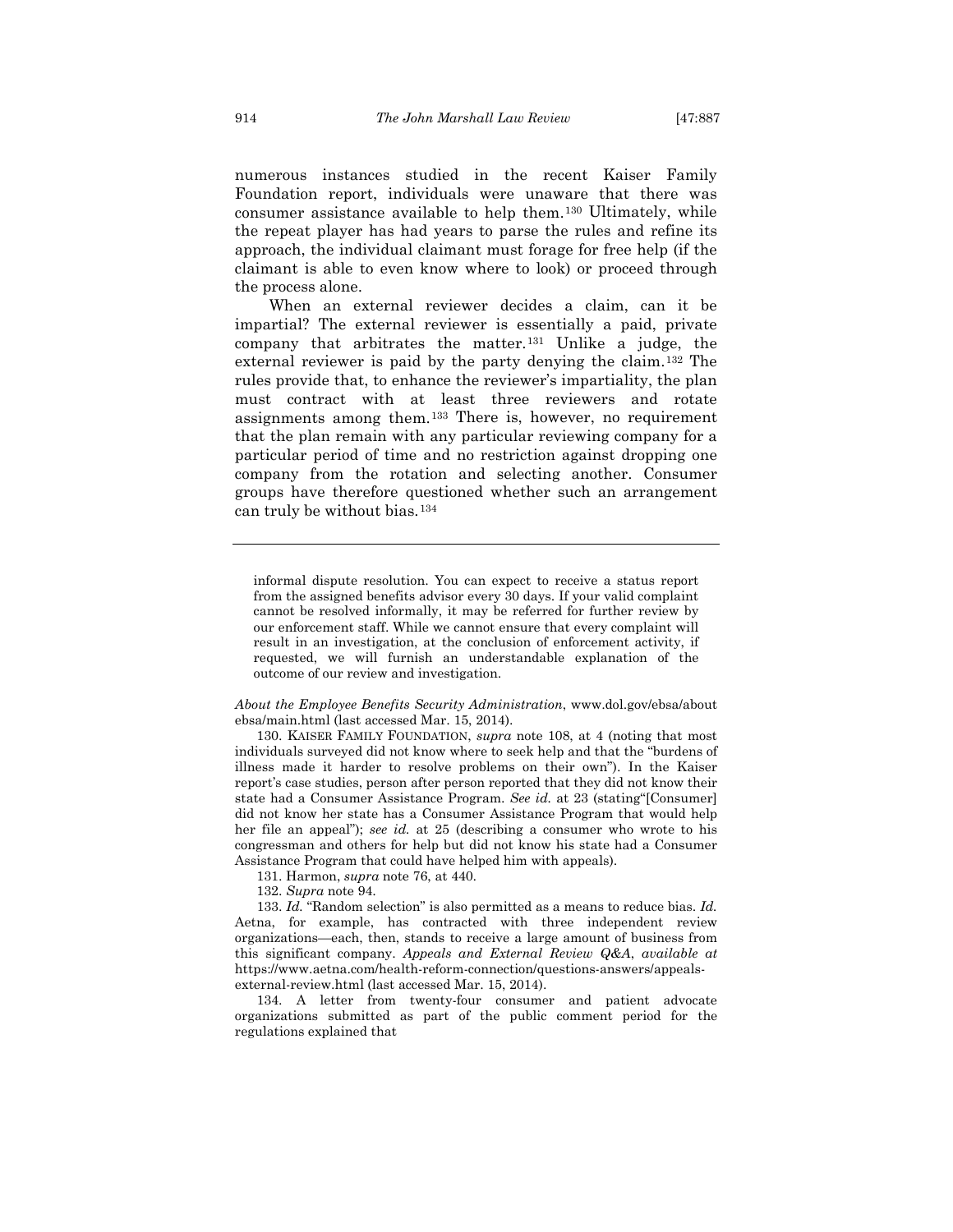numerous instances studied in the recent Kaiser Family Foundation report, individuals were unaware that there was consumer assistance available to help them.[130] Ultimately, while the repeat player has had years to parse the rules and refine its approach, the individual claimant must forage for free help (if the claimant is able to even know where to look) or proceed through the process alone.

When an external reviewer decides a claim, can it be impartial? The external reviewer is essentially a paid, private company that arbitrates the matter.[131] Unlike a judge, the external reviewer is paid by the party denying the claim.[132] The rules provide that, to enhance the reviewer's impartiality, the plan must contract with at least three reviewers and rotate assignments among them.[133] There is, however, no requirement that the plan remain with any particular reviewing company for a particular period of time and no restriction against dropping one company from the rotation and selecting another. Consumer groups have therefore questioned whether such an arrangement can truly be without bias.[134]

---

> informal dispute resolution. You can expect to receive a status report from the assigned benefits advisor every 30 days. If your valid complaint cannot be resolved informally, it may be referred for further review by our enforcement staff. While we cannot ensure that every complaint will result in an investigation, at the conclusion of enforcement activity, if requested, we will furnish an understandable explanation of the outcome of our review and investigation.

*About the Employee Benefits Security Administration*, www.dol.gov/ebsa/about ebsa/main.html (last accessed Mar. 15, 2014).

130. KAISER FAMILY FOUNDATION, *supra* note 108, at 4 (noting that most individuals surveyed did not know where to seek help and that the "burdens of illness made it harder to resolve problems on their own"). In the Kaiser report's case studies, person after person reported that they did not know their state had a Consumer Assistance Program. *See id.* at 23 (stating"[Consumer] did not know her state has a Consumer Assistance Program that would help her file an appeal"); *see id.* at 25 (describing a consumer who wrote to his congressman and others for help but did not know his state had a Consumer Assistance Program that could have helped him with appeals).

131. Harmon, *supra* note 76, at 440.

132. *Supra* note 94.

133. *Id.* "Random selection" is also permitted as a means to reduce bias. *Id.* Aetna, for example, has contracted with three independent review organizations—each, then, stands to receive a large amount of business from this significant company. *Appeals and External Review Q&A*, *available at* https://www.aetna.com/health-reform-connection/questions-answers/appeals-external-review.html (last accessed Mar. 15, 2014).

134. A letter from twenty-four consumer and patient advocate organizations submitted as part of the public comment period for the regulations explained that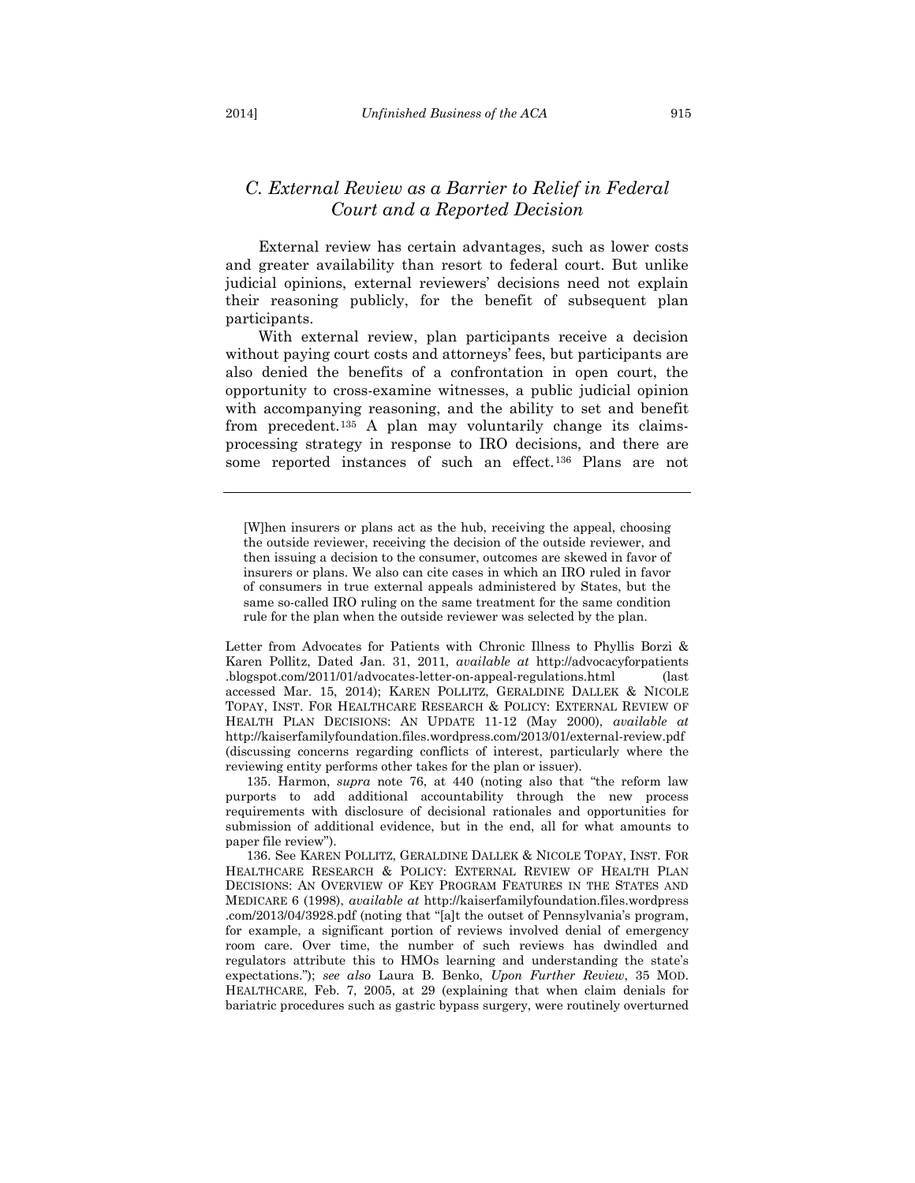## *C. External Review as a Barrier to Relief in Federal Court and a Reported Decision*

External review has certain advantages, such as lower costs and greater availability than resort to federal court. But unlike judicial opinions, external reviewers' decisions need not explain their reasoning publicly, for the benefit of subsequent plan participants.

With external review, plan participants receive a decision without paying court costs and attorneys' fees, but participants are also denied the benefits of a confrontation in open court, the opportunity to cross-examine witnesses, a public judicial opinion with accompanying reasoning, and the ability to set and benefit from precedent.[135] A plan may voluntarily change its claims-processing strategy in response to IRO decisions, and there are some reported instances of such an effect.[136] Plans are not

---

> [W]hen insurers or plans act as the hub, receiving the appeal, choosing the outside reviewer, receiving the decision of the outside reviewer, and then issuing a decision to the consumer, outcomes are skewed in favor of insurers or plans. We also can cite cases in which an IRO ruled in favor of consumers in true external appeals administered by States, but the same so-called IRO ruling on the same treatment for the same condition rule for the plan when the outside reviewer was selected by the plan.

Letter from Advocates for Patients with Chronic Illness to Phyllis Borzi & Karen Pollitz, Dated Jan. 31, 2011, *available at* http://advocacyforpatients.blogspot.com/2011/01/advocates-letter-on-appeal-regulations.html (last accessed Mar. 15, 2014); KAREN POLLITZ, GERALDINE DALLEK & NICOLE TOPAY, INST. FOR HEALTHCARE RESEARCH & POLICY: EXTERNAL REVIEW OF HEALTH PLAN DECISIONS: AN UPDATE 11-12 (May 2000), *available at* http://kaiserfamilyfoundation.files.wordpress.com/2013/01/external-review.pdf (discussing concerns regarding conflicts of interest, particularly where the reviewing entity performs other takes for the plan or issuer).

135. Harmon, *supra* note 76, at 440 (noting also that "the reform law purports to add additional accountability through the new process requirements with disclosure of decisional rationales and opportunities for submission of additional evidence, but in the end, all for what amounts to paper file review").

136. See KAREN POLLITZ, GERALDINE DALLEK & NICOLE TOPAY, INST. FOR HEALTHCARE RESEARCH & POLICY: EXTERNAL REVIEW OF HEALTH PLAN DECISIONS: AN OVERVIEW OF KEY PROGRAM FEATURES IN THE STATES AND MEDICARE 6 (1998), *available at* http://kaiserfamilyfoundation.files.wordpress.com/2013/04/3928.pdf (noting that "[a]t the outset of Pennsylvania's program, for example, a significant portion of reviews involved denial of emergency room care. Over time, the number of such reviews has dwindled and regulators attribute this to HMOs learning and understanding the state's expectations."); *see also* Laura B. Benko, *Upon Further Review*, 35 MOD. HEALTHCARE, Feb. 7, 2005, at 29 (explaining that when claim denials for bariatric procedures such as gastric bypass surgery, were routinely overturned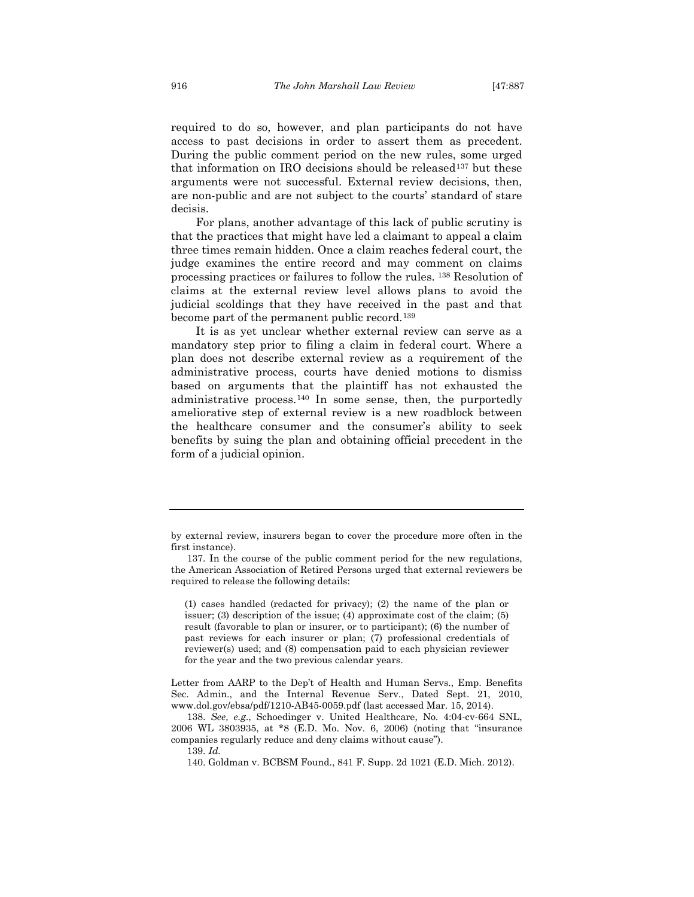required to do so, however, and plan participants do not have access to past decisions in order to assert them as precedent. During the public comment period on the new rules, some urged that information on IRO decisions should be released[137] but these arguments were not successful. External review decisions, then, are non-public and are not subject to the courts' standard of stare decisis.

For plans, another advantage of this lack of public scrutiny is that the practices that might have led a claimant to appeal a claim three times remain hidden. Once a claim reaches federal court, the judge examines the entire record and may comment on claims processing practices or failures to follow the rules.[138] Resolution of claims at the external review level allows plans to avoid the judicial scoldings that they have received in the past and that become part of the permanent public record.[139]

It is as yet unclear whether external review can serve as a mandatory step prior to filing a claim in federal court. Where a plan does not describe external review as a requirement of the administrative process, courts have denied motions to dismiss based on arguments that the plaintiff has not exhausted the administrative process.[140] In some sense, then, the purportedly ameliorative step of external review is a new roadblock between the healthcare consumer and the consumer's ability to seek benefits by suing the plan and obtaining official precedent in the form of a judicial opinion.

---

by external review, insurers began to cover the procedure more often in the first instance).

137. In the course of the public comment period for the new regulations, the American Association of Retired Persons urged that external reviewers be required to release the following details:

> (1) cases handled (redacted for privacy); (2) the name of the plan or issuer; (3) description of the issue; (4) approximate cost of the claim; (5) result (favorable to plan or insurer, or to participant); (6) the number of past reviews for each insurer or plan; (7) professional credentials of reviewer(s) used; and (8) compensation paid to each physician reviewer for the year and the two previous calendar years.

Letter from AARP to the Dep't of Health and Human Servs., Emp. Benefits Sec. Admin., and the Internal Revenue Serv., Dated Sept. 21, 2010, www.dol.gov/ebsa/pdf/1210-AB45-0059.pdf (last accessed Mar. 15, 2014).

138. *See, e.g.*, Schoedinger v. United Healthcare, No. 4:04-cv-664 SNL, 2006 WL 3803935, at *8 (E.D. Mo. Nov. 6, 2006) (noting that "insurance companies regularly reduce and deny claims without cause").

139. *Id.*

140. Goldman v. BCBSM Found., 841 F. Supp. 2d 1021 (E.D. Mich. 2012).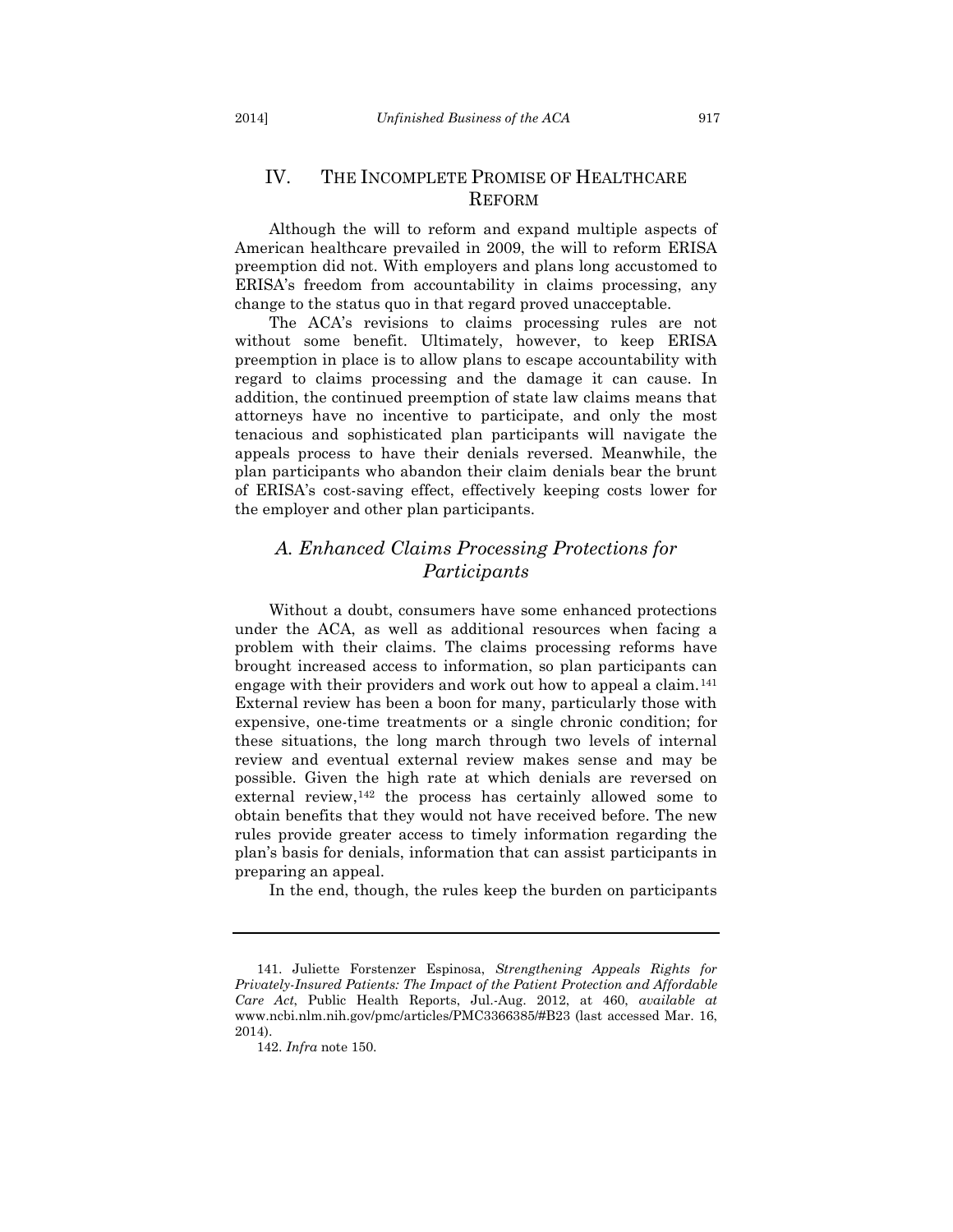## IV. THE INCOMPLETE PROMISE OF HEALTHCARE REFORM

Although the will to reform and expand multiple aspects of American healthcare prevailed in 2009, the will to reform ERISA preemption did not. With employers and plans long accustomed to ERISA's freedom from accountability in claims processing, any change to the status quo in that regard proved unacceptable.

The ACA's revisions to claims processing rules are not without some benefit. Ultimately, however, to keep ERISA preemption in place is to allow plans to escape accountability with regard to claims processing and the damage it can cause. In addition, the continued preemption of state law claims means that attorneys have no incentive to participate, and only the most tenacious and sophisticated plan participants will navigate the appeals process to have their denials reversed. Meanwhile, the plan participants who abandon their claim denials bear the brunt of ERISA's cost-saving effect, effectively keeping costs lower for the employer and other plan participants.

### *A. Enhanced Claims Processing Protections for Participants*

Without a doubt, consumers have some enhanced protections under the ACA, as well as additional resources when facing a problem with their claims. The claims processing reforms have brought increased access to information, so plan participants can engage with their providers and work out how to appeal a claim.[141] External review has been a boon for many, particularly those with expensive, one-time treatments or a single chronic condition; for these situations, the long march through two levels of internal review and eventual external review makes sense and may be possible. Given the high rate at which denials are reversed on external review,[142] the process has certainly allowed some to obtain benefits that they would not have received before. The new rules provide greater access to timely information regarding the plan's basis for denials, information that can assist participants in preparing an appeal.

In the end, though, the rules keep the burden on participants

---

141. Juliette Forstenzer Espinosa, *Strengthening Appeals Rights for Privately-Insured Patients: The Impact of the Patient Protection and Affordable Care Act*, Public Health Reports, Jul.-Aug. 2012, at 460, *available at* www.ncbi.nlm.nih.gov/pmc/articles/PMC3366385/#B23 (last accessed Mar. 16, 2014).

142. *Infra* note 150.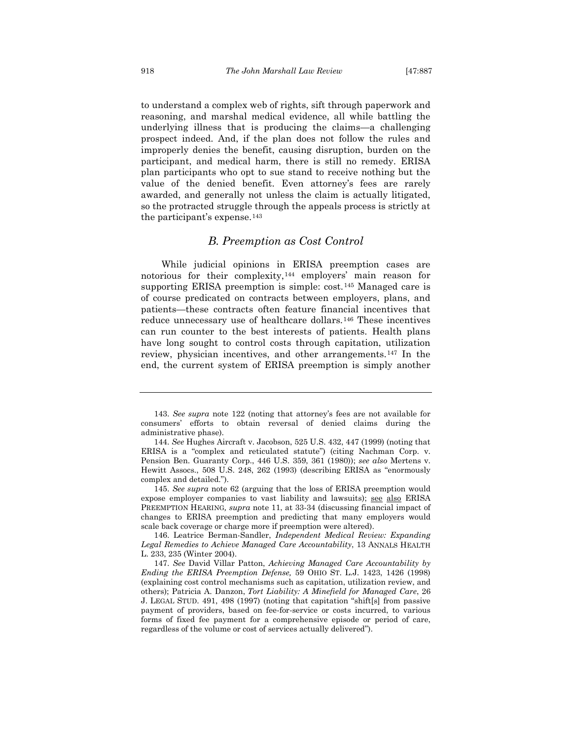to understand a complex web of rights, sift through paperwork and reasoning, and marshal medical evidence, all while battling the underlying illness that is producing the claims—a challenging prospect indeed. And, if the plan does not follow the rules and improperly denies the benefit, causing disruption, burden on the participant, and medical harm, there is still no remedy. ERISA plan participants who opt to sue stand to receive nothing but the value of the denied benefit. Even attorney's fees are rarely awarded, and generally not unless the claim is actually litigated, so the protracted struggle through the appeals process is strictly at the participant's expense.[143]

## *B. Preemption as Cost Control*

While judicial opinions in ERISA preemption cases are notorious for their complexity,[144] employers' main reason for supporting ERISA preemption is simple: cost.[145] Managed care is of course predicated on contracts between employers, plans, and patients—these contracts often feature financial incentives that reduce unnecessary use of healthcare dollars.[146] These incentives can run counter to the best interests of patients. Health plans have long sought to control costs through capitation, utilization review, physician incentives, and other arrangements.[147] In the end, the current system of ERISA preemption is simply another

---

143. *See supra* note 122 (noting that attorney's fees are not available for consumers' efforts to obtain reversal of denied claims during the administrative phase).

144. *See* Hughes Aircraft v. Jacobson, 525 U.S. 432, 447 (1999) (noting that ERISA is a "complex and reticulated statute") (citing Nachman Corp. v. Pension Ben. Guaranty Corp., 446 U.S. 359, 361 (1980)); *see also* Mertens v. Hewitt Assocs., 508 U.S. 248, 262 (1993) (describing ERISA as "enormously complex and detailed.").

145. *See supra* note 62 (arguing that the loss of ERISA preemption would expose employer companies to vast liability and lawsuits); see also ERISA PREEMPTION HEARING, *supra* note 11, at 33-34 (discussing financial impact of changes to ERISA preemption and predicting that many employers would scale back coverage or charge more if preemption were altered).

146. Leatrice Berman-Sandler, *Independent Medical Review: Expanding Legal Remedies to Achieve Managed Care Accountability*, 13 ANNALS HEALTH L. 233, 235 (Winter 2004).

147. *See* David Villar Patton, *Achieving Managed Care Accountability by Ending the ERISA Preemption Defense,* 59 OHIO ST. L.J. 1423, 1426 (1998) (explaining cost control mechanisms such as capitation, utilization review, and others); Patricia A. Danzon, *Tort Liability: A Minefield for Managed Care*, 26 J. LEGAL STUD. 491, 498 (1997) (noting that capitation "shift[s] from passive payment of providers, based on fee-for-service or costs incurred, to various forms of fixed fee payment for a comprehensive episode or period of care, regardless of the volume or cost of services actually delivered").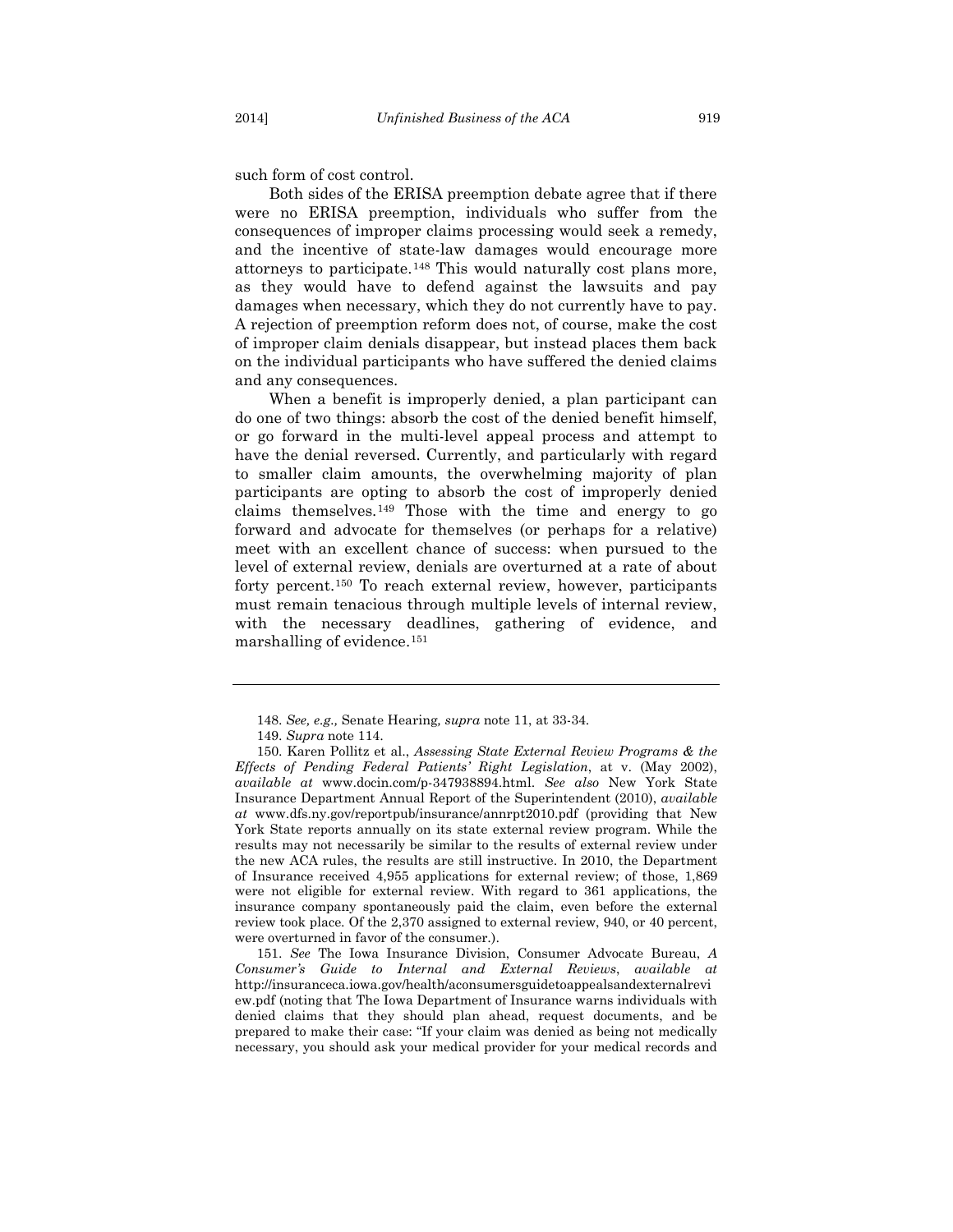such form of cost control.

Both sides of the ERISA preemption debate agree that if there were no ERISA preemption, individuals who suffer from the consequences of improper claims processing would seek a remedy, and the incentive of state-law damages would encourage more attorneys to participate.[148] This would naturally cost plans more, as they would have to defend against the lawsuits and pay damages when necessary, which they do not currently have to pay. A rejection of preemption reform does not, of course, make the cost of improper claim denials disappear, but instead places them back on the individual participants who have suffered the denied claims and any consequences.

When a benefit is improperly denied, a plan participant can do one of two things: absorb the cost of the denied benefit himself, or go forward in the multi-level appeal process and attempt to have the denial reversed. Currently, and particularly with regard to smaller claim amounts, the overwhelming majority of plan participants are opting to absorb the cost of improperly denied claims themselves.[149] Those with the time and energy to go forward and advocate for themselves (or perhaps for a relative) meet with an excellent chance of success: when pursued to the level of external review, denials are overturned at a rate of about forty percent.[150] To reach external review, however, participants must remain tenacious through multiple levels of internal review, with the necessary deadlines, gathering of evidence, and marshalling of evidence.[151]

---

148. *See, e.g.,* Senate Hearing*, supra* note 11, at 33-34.

149. *Supra* note 114.

150. Karen Pollitz et al., *Assessing State External Review Programs & the Effects of Pending Federal Patients' Right Legislation*, at v. (May 2002), *available at* www.docin.com/p-347938894.html. *See also* New York State Insurance Department Annual Report of the Superintendent (2010), *available at* www.dfs.ny.gov/reportpub/insurance/annrpt2010.pdf (providing that New York State reports annually on its state external review program. While the results may not necessarily be similar to the results of external review under the new ACA rules, the results are still instructive. In 2010, the Department of Insurance received 4,955 applications for external review; of those, 1,869 were not eligible for external review. With regard to 361 applications, the insurance company spontaneously paid the claim, even before the external review took place. Of the 2,370 assigned to external review, 940, or 40 percent, were overturned in favor of the consumer.).

151. *See* The Iowa Insurance Division, Consumer Advocate Bureau, *A Consumer's Guide to Internal and External Reviews*, *available at* http://insuranceca.iowa.gov/health/aconsumersguidetoappealsandexternalreview.pdf (noting that The Iowa Department of Insurance warns individuals with denied claims that they should plan ahead, request documents, and be prepared to make their case: "If your claim was denied as being not medically necessary, you should ask your medical provider for your medical records and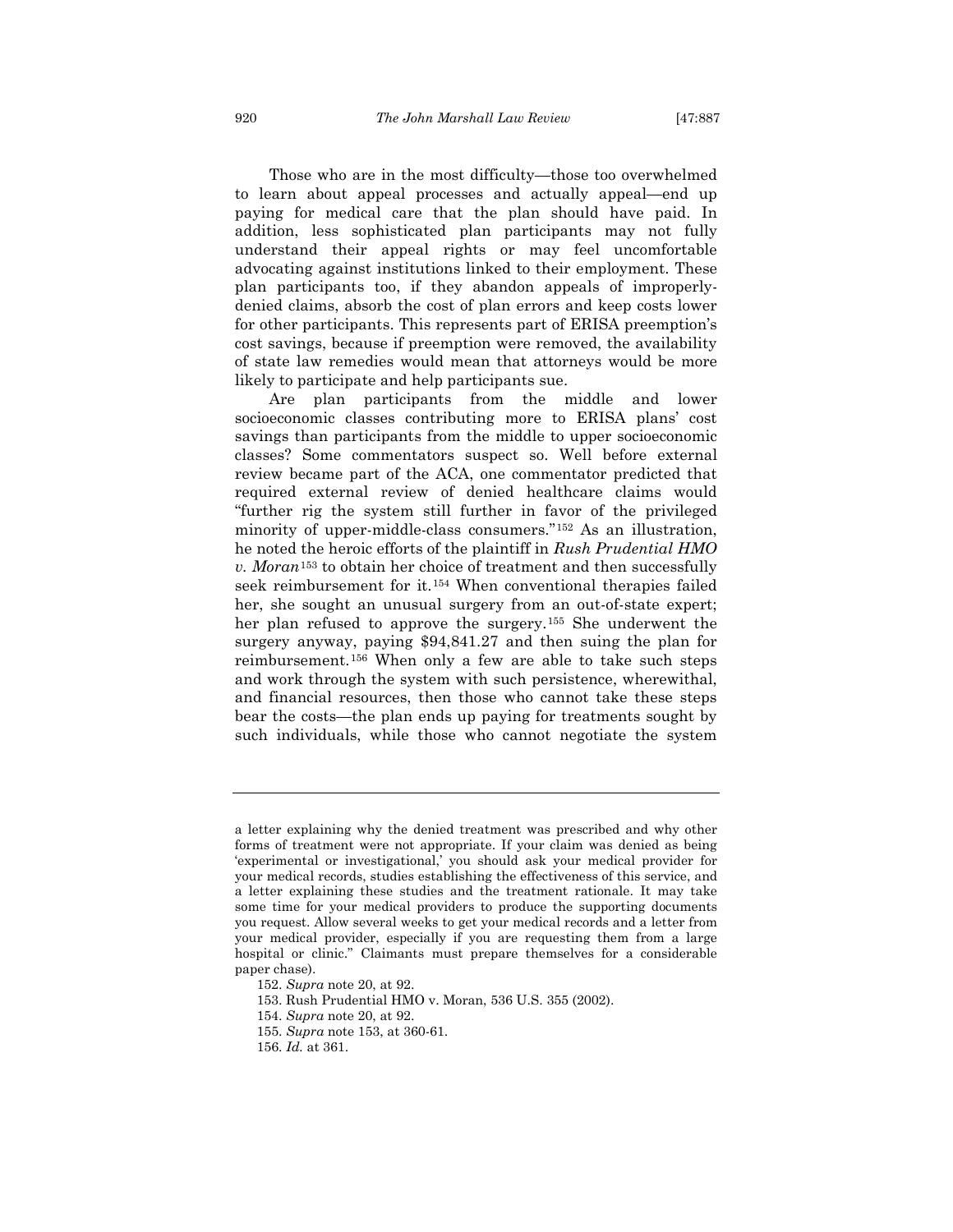Those who are in the most difficulty—those too overwhelmed to learn about appeal processes and actually appeal—end up paying for medical care that the plan should have paid. In addition, less sophisticated plan participants may not fully understand their appeal rights or may feel uncomfortable advocating against institutions linked to their employment. These plan participants too, if they abandon appeals of improperly-denied claims, absorb the cost of plan errors and keep costs lower for other participants. This represents part of ERISA preemption's cost savings, because if preemption were removed, the availability of state law remedies would mean that attorneys would be more likely to participate and help participants sue.

Are plan participants from the middle and lower socioeconomic classes contributing more to ERISA plans' cost savings than participants from the middle to upper socioeconomic classes? Some commentators suspect so. Well before external review became part of the ACA, one commentator predicted that required external review of denied healthcare claims would "further rig the system still further in favor of the privileged minority of upper-middle-class consumers."[152] As an illustration, he noted the heroic efforts of the plaintiff in *Rush Prudential HMO v. Moran*[153] to obtain her choice of treatment and then successfully seek reimbursement for it.[154] When conventional therapies failed her, she sought an unusual surgery from an out-of-state expert; her plan refused to approve the surgery.[155] She underwent the surgery anyway, paying $94,841.27 and then suing the plan for reimbursement.[156] When only a few are able to take such steps and work through the system with such persistence, wherewithal, and financial resources, then those who cannot take these steps bear the costs—the plan ends up paying for treatments sought by such individuals, while those who cannot negotiate the system

---

a letter explaining why the denied treatment was prescribed and why other forms of treatment were not appropriate. If your claim was denied as being 'experimental or investigational,' you should ask your medical provider for your medical records, studies establishing the effectiveness of this service, and a letter explaining these studies and the treatment rationale. It may take some time for your medical providers to produce the supporting documents you request. Allow several weeks to get your medical records and a letter from your medical provider, especially if you are requesting them from a large hospital or clinic." Claimants must prepare themselves for a considerable paper chase).

152. *Supra* note 20, at 92.

153. Rush Prudential HMO v. Moran, 536 U.S. 355 (2002).

154. *Supra* note 20, at 92.

155. *Supra* note 153, at 360-61.

156. *Id.* at 361.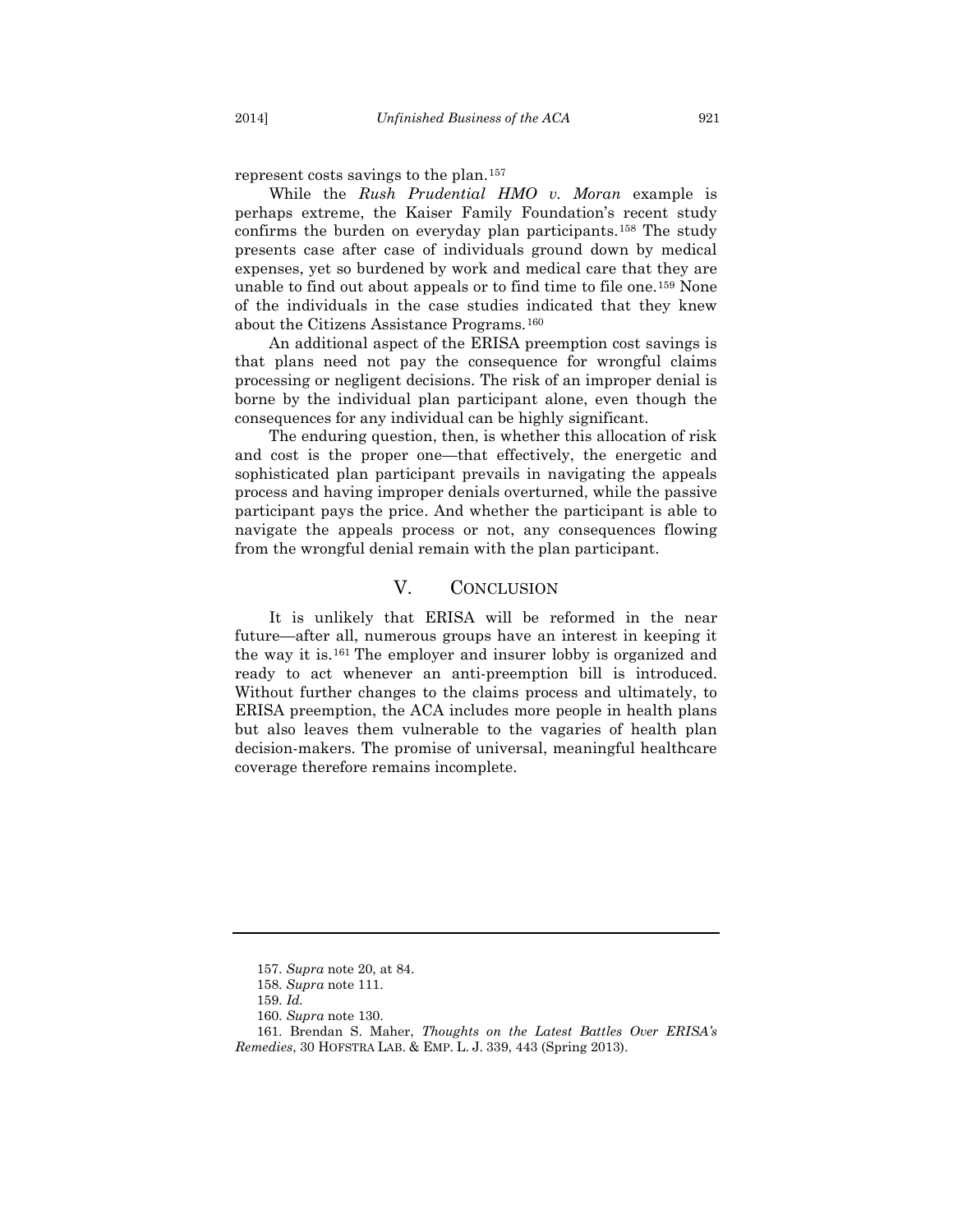represent costs savings to the plan.[157]

While the *Rush Prudential HMO v. Moran* example is perhaps extreme, the Kaiser Family Foundation's recent study confirms the burden on everyday plan participants.[158] The study presents case after case of individuals ground down by medical expenses, yet so burdened by work and medical care that they are unable to find out about appeals or to find time to file one.[159] None of the individuals in the case studies indicated that they knew about the Citizens Assistance Programs.[160]

An additional aspect of the ERISA preemption cost savings is that plans need not pay the consequence for wrongful claims processing or negligent decisions. The risk of an improper denial is borne by the individual plan participant alone, even though the consequences for any individual can be highly significant.

The enduring question, then, is whether this allocation of risk and cost is the proper one—that effectively, the energetic and sophisticated plan participant prevails in navigating the appeals process and having improper denials overturned, while the passive participant pays the price. And whether the participant is able to navigate the appeals process or not, any consequences flowing from the wrongful denial remain with the plan participant.

## V. CONCLUSION

It is unlikely that ERISA will be reformed in the near future—after all, numerous groups have an interest in keeping it the way it is.[161] The employer and insurer lobby is organized and ready to act whenever an anti-preemption bill is introduced. Without further changes to the claims process and ultimately, to ERISA preemption, the ACA includes more people in health plans but also leaves them vulnerable to the vagaries of health plan decision-makers. The promise of universal, meaningful healthcare coverage therefore remains incomplete.

---

157. *Supra* note 20, at 84.

158. *Supra* note 111.

159. *Id.*

160. *Supra* note 130.

161. Brendan S. Maher, *Thoughts on the Latest Battles Over ERISA's Remedies*, 30 HOFSTRA LAB. & EMP. L. J. 339, 443 (Spring 2013).